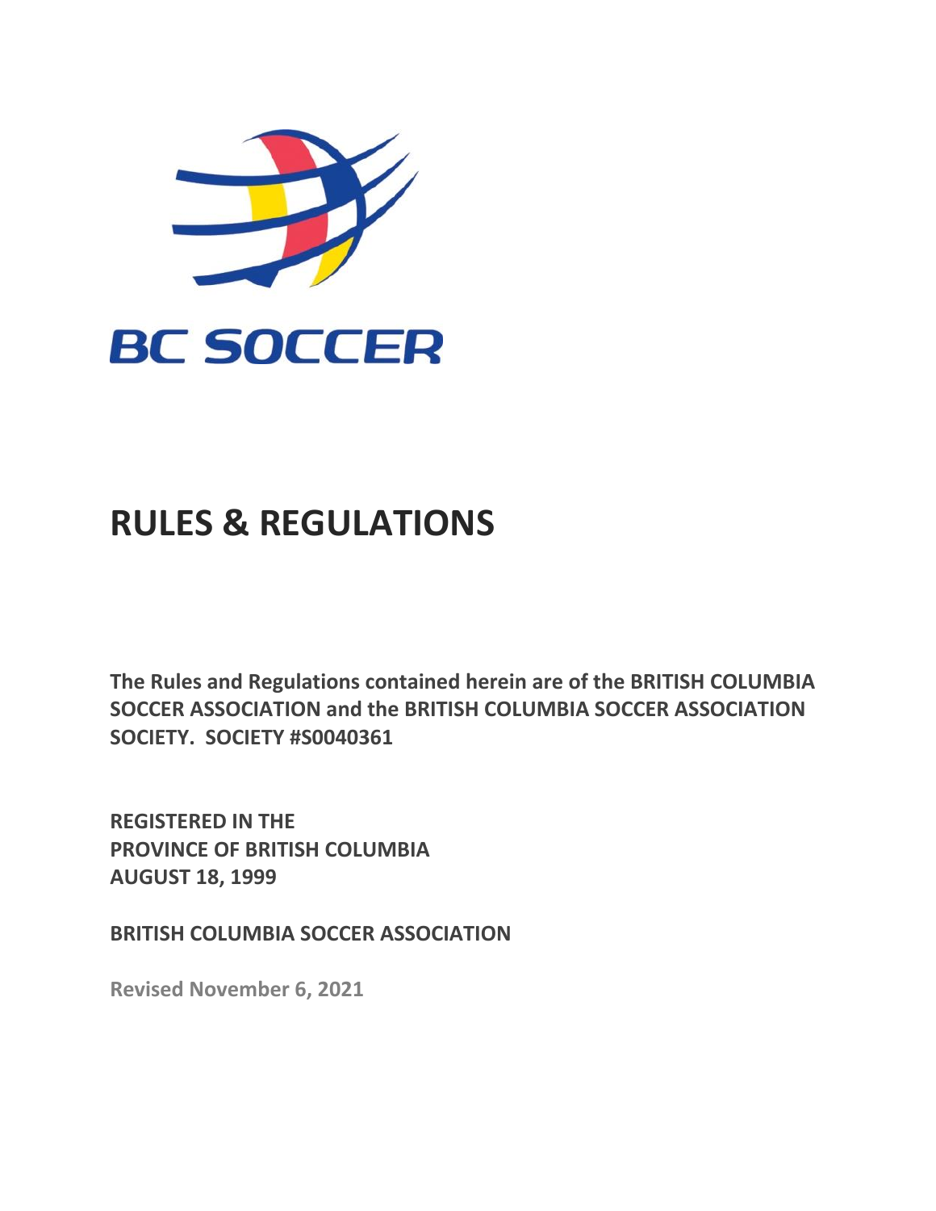BC SOCCER

# RULES & REGULATIONS

**The Rules and Regulations contained herein are of the BRITISH COLUMBIA SOCCER ASSOCIATION and the BRITISH COLUMBIA SOCCER ASSOCIATION SOCIETY. SOCIETY #S0040361**

**REGISTERED IN THE PROVINCE OF BRITISH COLUMBIA AUGUST 18, 1999**

**BRITISH COLUMBIA SOCCER ASSOCIATION**

**Revised November 6, 2021**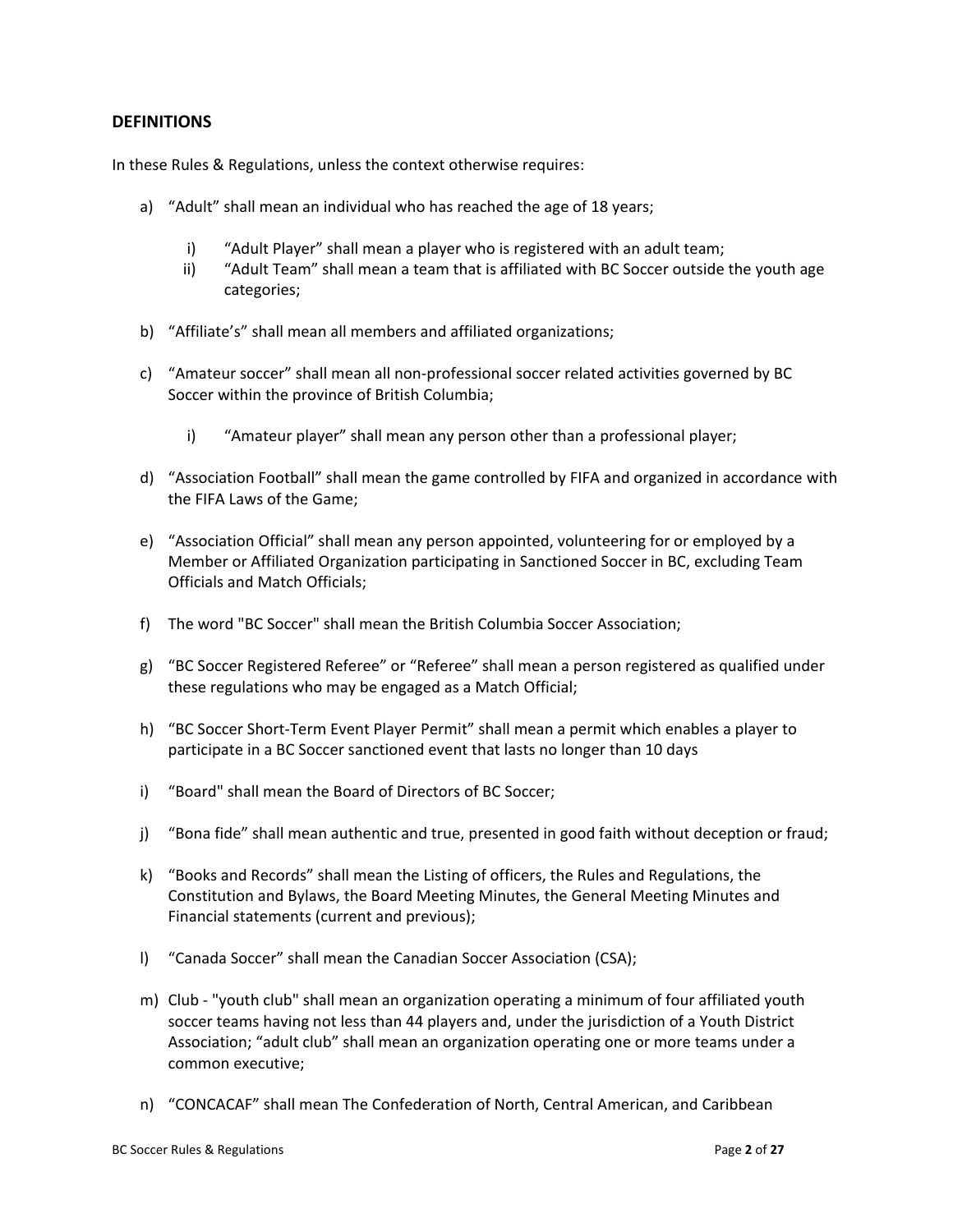## DEFINITIONS

In these Rules & Regulations, unless the context otherwise requires:

a) "Adult" shall mean an individual who has reached the age of 18 years;

   i) "Adult Player" shall mean a player who is registered with an adult team;
   ii) "Adult Team" shall mean a team that is affiliated with BC Soccer outside the youth age categories;

b) "Affiliate's" shall mean all members and affiliated organizations;

c) "Amateur soccer" shall mean all non-professional soccer related activities governed by BC Soccer within the province of British Columbia;

   i) "Amateur player" shall mean any person other than a professional player;

d) "Association Football" shall mean the game controlled by FIFA and organized in accordance with the FIFA Laws of the Game;

e) "Association Official" shall mean any person appointed, volunteering for or employed by a Member or Affiliated Organization participating in Sanctioned Soccer in BC, excluding Team Officials and Match Officials;

f) The word "BC Soccer" shall mean the British Columbia Soccer Association;

g) "BC Soccer Registered Referee" or "Referee" shall mean a person registered as qualified under these regulations who may be engaged as a Match Official;

h) "BC Soccer Short-Term Event Player Permit" shall mean a permit which enables a player to participate in a BC Soccer sanctioned event that lasts no longer than 10 days

i) "Board" shall mean the Board of Directors of BC Soccer;

j) "Bona fide" shall mean authentic and true, presented in good faith without deception or fraud;

k) "Books and Records" shall mean the Listing of officers, the Rules and Regulations, the Constitution and Bylaws, the Board Meeting Minutes, the General Meeting Minutes and Financial statements (current and previous);

l) "Canada Soccer" shall mean the Canadian Soccer Association (CSA);

m) Club - "youth club" shall mean an organization operating a minimum of four affiliated youth soccer teams having not less than 44 players and, under the jurisdiction of a Youth District Association; "adult club" shall mean an organization operating one or more teams under a common executive;

n) "CONCACAF" shall mean The Confederation of North, Central American, and Caribbean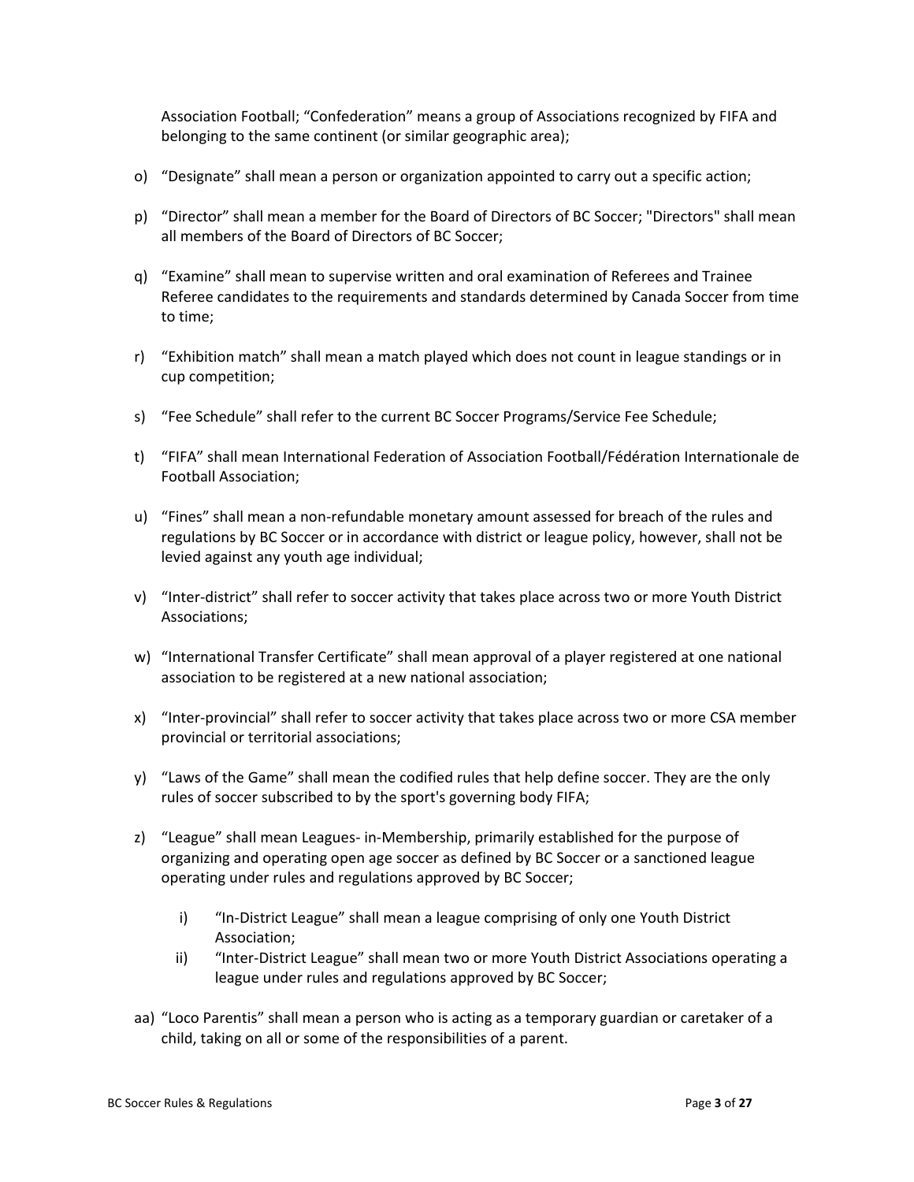Association Football; "Confederation" means a group of Associations recognized by FIFA and belonging to the same continent (or similar geographic area);

o) "Designate" shall mean a person or organization appointed to carry out a specific action;

p) "Director" shall mean a member for the Board of Directors of BC Soccer; "Directors" shall mean all members of the Board of Directors of BC Soccer;

q) "Examine" shall mean to supervise written and oral examination of Referees and Trainee Referee candidates to the requirements and standards determined by Canada Soccer from time to time;

r) "Exhibition match" shall mean a match played which does not count in league standings or in cup competition;

s) "Fee Schedule" shall refer to the current BC Soccer Programs/Service Fee Schedule;

t) "FIFA" shall mean International Federation of Association Football/Fédération Internationale de Football Association;

u) "Fines" shall mean a non-refundable monetary amount assessed for breach of the rules and regulations by BC Soccer or in accordance with district or league policy, however, shall not be levied against any youth age individual;

v) "Inter-district" shall refer to soccer activity that takes place across two or more Youth District Associations;

w) "International Transfer Certificate" shall mean approval of a player registered at one national association to be registered at a new national association;

x) "Inter-provincial" shall refer to soccer activity that takes place across two or more CSA member provincial or territorial associations;

y) "Laws of the Game" shall mean the codified rules that help define soccer. They are the only rules of soccer subscribed to by the sport's governing body FIFA;

z) "League" shall mean Leagues- in-Membership, primarily established for the purpose of organizing and operating open age soccer as defined by BC Soccer or a sanctioned league operating under rules and regulations approved by BC Soccer;

   i) "In-District League" shall mean a league comprising of only one Youth District Association;
   ii) "Inter-District League" shall mean two or more Youth District Associations operating a league under rules and regulations approved by BC Soccer;

aa) "Loco Parentis" shall mean a person who is acting as a temporary guardian or caretaker of a child, taking on all or some of the responsibilities of a parent.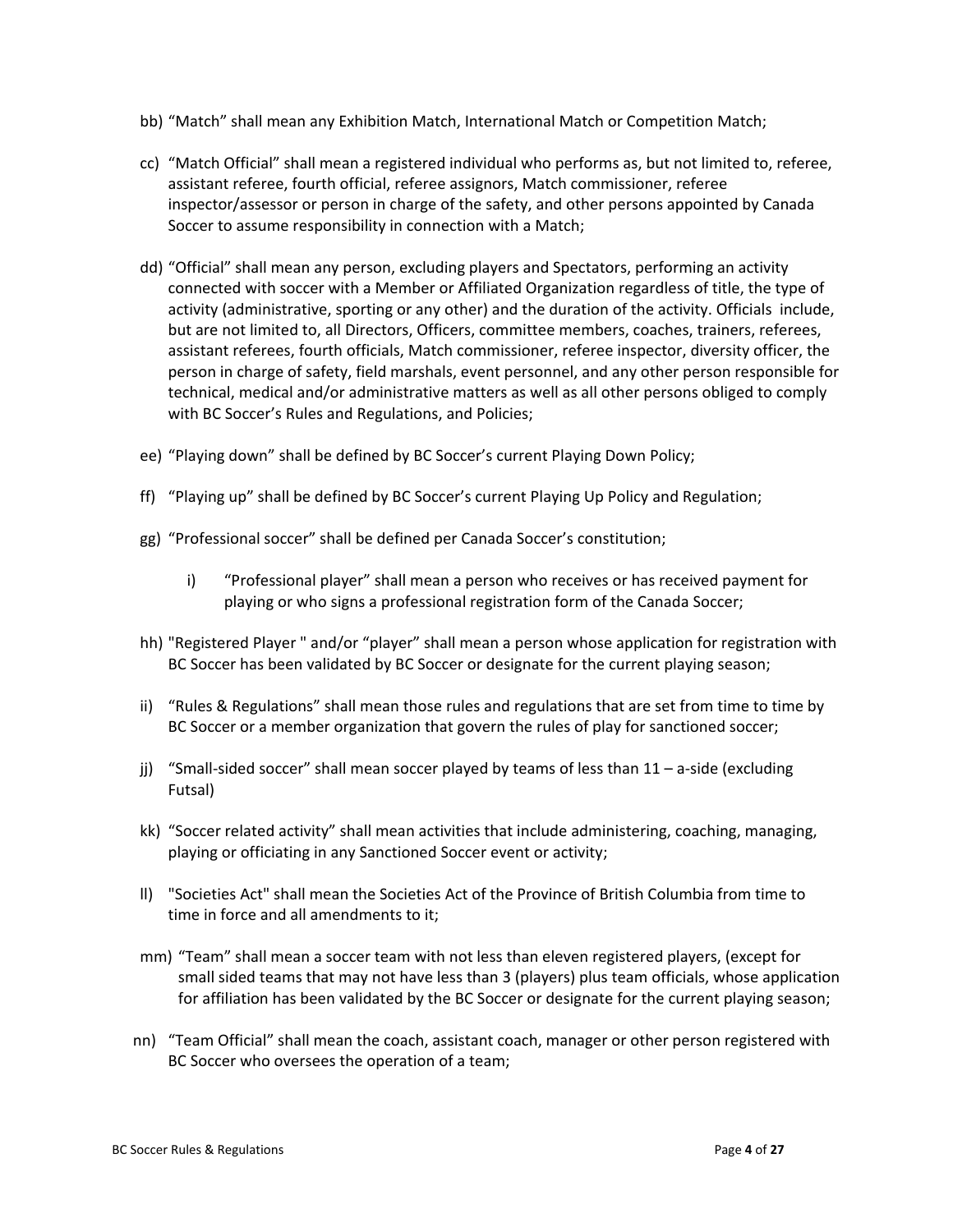bb) “Match” shall mean any Exhibition Match, International Match or Competition Match;

cc) “Match Official” shall mean a registered individual who performs as, but not limited to, referee, assistant referee, fourth official, referee assignors, Match commissioner, referee inspector/assessor or person in charge of the safety, and other persons appointed by Canada Soccer to assume responsibility in connection with a Match;

dd) “Official” shall mean any person, excluding players and Spectators, performing an activity connected with soccer with a Member or Affiliated Organization regardless of title, the type of activity (administrative, sporting or any other) and the duration of the activity. Officials include, but are not limited to, all Directors, Officers, committee members, coaches, trainers, referees, assistant referees, fourth officials, Match commissioner, referee inspector, diversity officer, the person in charge of safety, field marshals, event personnel, and any other person responsible for technical, medical and/or administrative matters as well as all other persons obliged to comply with BC Soccer’s Rules and Regulations, and Policies;

ee) “Playing down” shall be defined by BC Soccer’s current Playing Down Policy;

ff) “Playing up” shall be defined by BC Soccer’s current Playing Up Policy and Regulation;

gg) “Professional soccer” shall be defined per Canada Soccer’s constitution;

   i) “Professional player” shall mean a person who receives or has received payment for playing or who signs a professional registration form of the Canada Soccer;

hh) "Registered Player " and/or “player” shall mean a person whose application for registration with BC Soccer has been validated by BC Soccer or designate for the current playing season;

ii) “Rules & Regulations” shall mean those rules and regulations that are set from time to time by BC Soccer or a member organization that govern the rules of play for sanctioned soccer;

jj) “Small-sided soccer” shall mean soccer played by teams of less than 11 – a-side (excluding Futsal)

kk) “Soccer related activity” shall mean activities that include administering, coaching, managing, playing or officiating in any Sanctioned Soccer event or activity;

ll) "Societies Act" shall mean the Societies Act of the Province of British Columbia from time to time in force and all amendments to it;

mm) “Team” shall mean a soccer team with not less than eleven registered players, (except for small sided teams that may not have less than 3 (players) plus team officials, whose application for affiliation has been validated by the BC Soccer or designate for the current playing season;

nn) “Team Official” shall mean the coach, assistant coach, manager or other person registered with BC Soccer who oversees the operation of a team;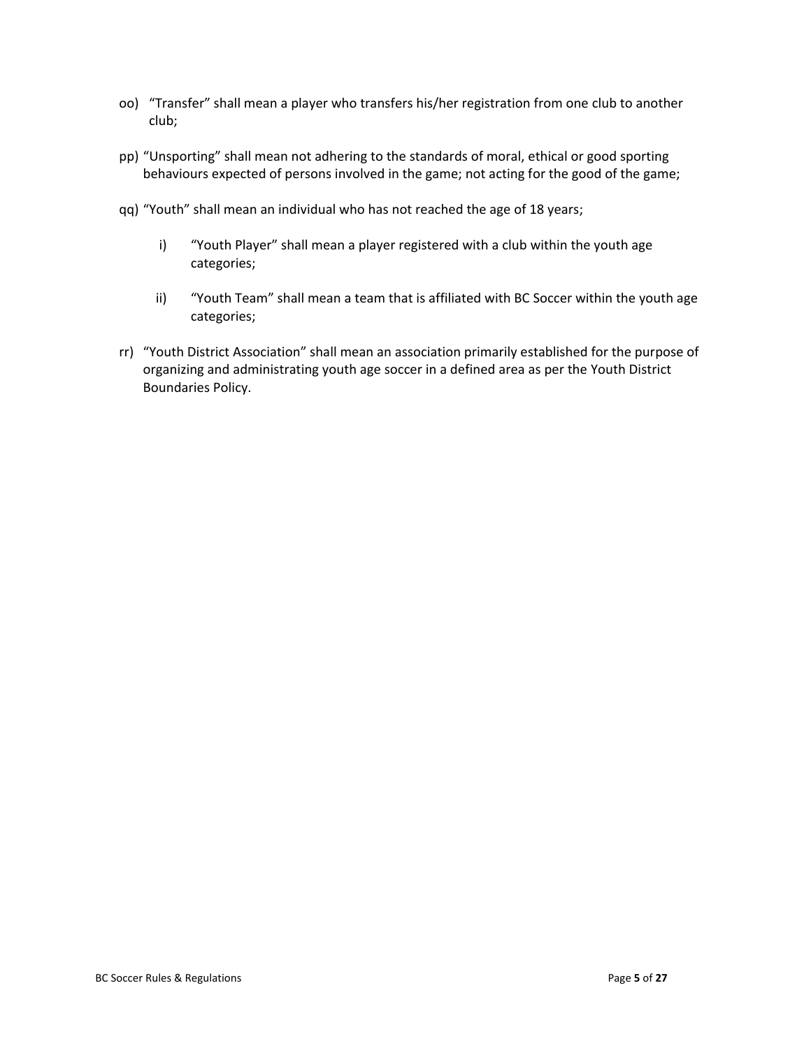oo) "Transfer" shall mean a player who transfers his/her registration from one club to another club;

pp) "Unsporting" shall mean not adhering to the standards of moral, ethical or good sporting behaviours expected of persons involved in the game; not acting for the good of the game;

qq) "Youth" shall mean an individual who has not reached the age of 18 years;

  i) "Youth Player" shall mean a player registered with a club within the youth age categories;

  ii) "Youth Team" shall mean a team that is affiliated with BC Soccer within the youth age categories;

rr) "Youth District Association" shall mean an association primarily established for the purpose of organizing and administrating youth age soccer in a defined area as per the Youth District Boundaries Policy.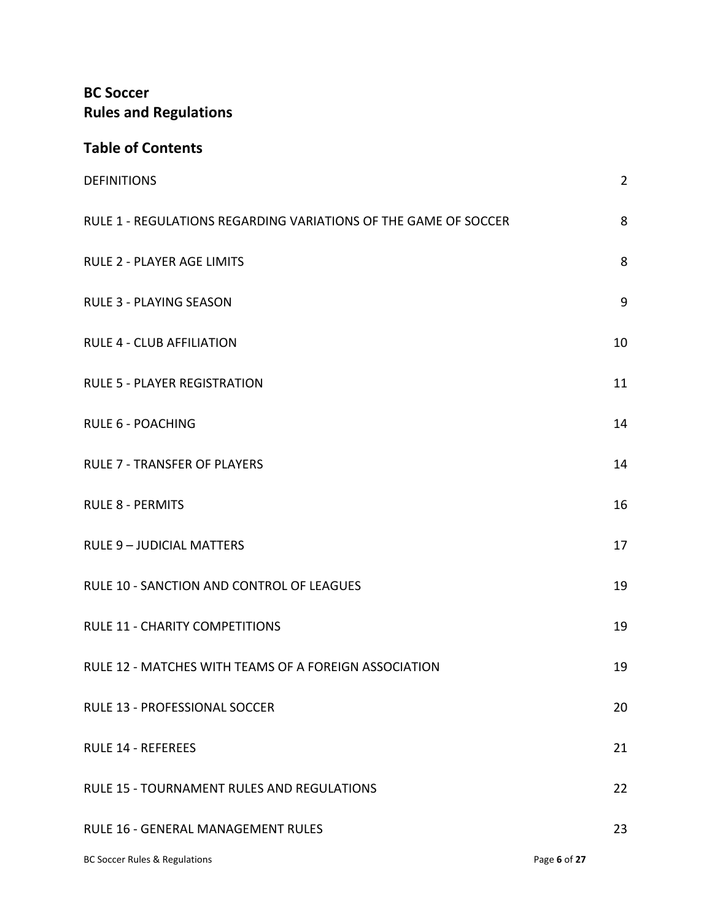# BC Soccer
# Rules and Regulations

## Table of Contents

| | |
|---|---|
| DEFINITIONS | 2 |
| RULE 1 - REGULATIONS REGARDING VARIATIONS OF THE GAME OF SOCCER | 8 |
| RULE 2 - PLAYER AGE LIMITS | 8 |
| RULE 3 - PLAYING SEASON | 9 |
| RULE 4 - CLUB AFFILIATION | 10 |
| RULE 5 - PLAYER REGISTRATION | 11 |
| RULE 6 - POACHING | 14 |
| RULE 7 - TRANSFER OF PLAYERS | 14 |
| RULE 8 - PERMITS | 16 |
| RULE 9 – JUDICIAL MATTERS | 17 |
| RULE 10 - SANCTION AND CONTROL OF LEAGUES | 19 |
| RULE 11 - CHARITY COMPETITIONS | 19 |
| RULE 12 - MATCHES WITH TEAMS OF A FOREIGN ASSOCIATION | 19 |
| RULE 13 - PROFESSIONAL SOCCER | 20 |
| RULE 14 - REFEREES | 21 |
| RULE 15 - TOURNAMENT RULES AND REGULATIONS | 22 |
| RULE 16 - GENERAL MANAGEMENT RULES | 23 |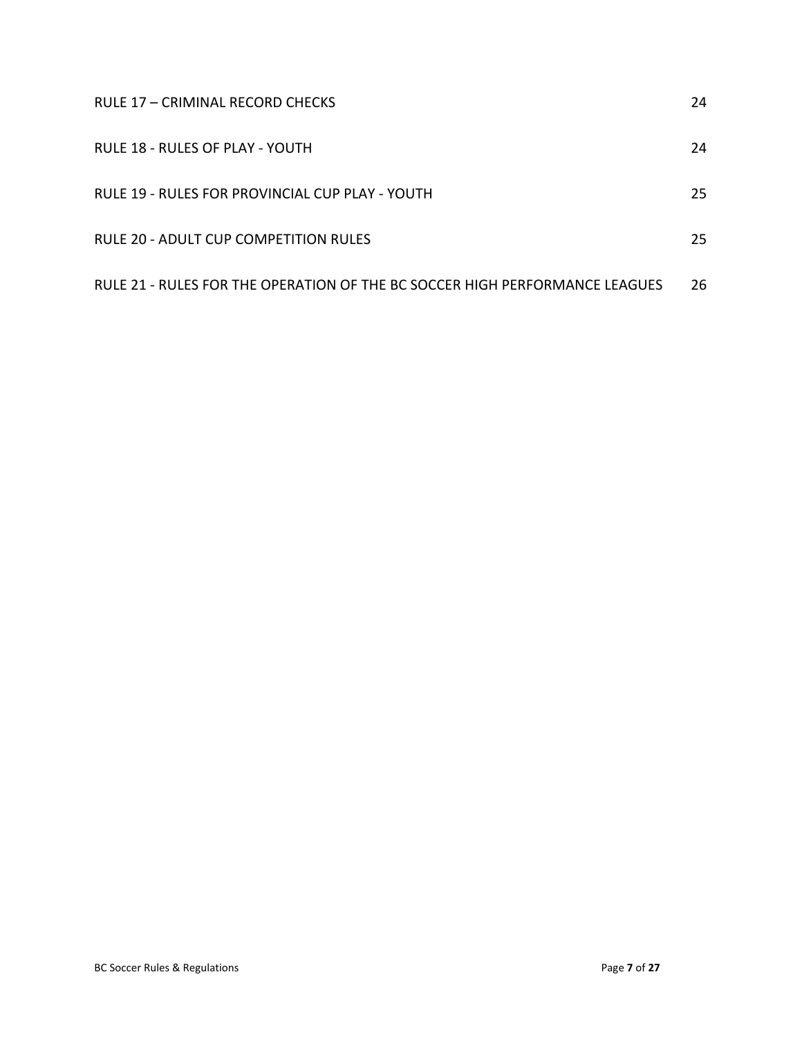| | |
|---|---|
| RULE 17 – CRIMINAL RECORD CHECKS | 24 |
| RULE 18 - RULES OF PLAY - YOUTH | 24 |
| RULE 19 - RULES FOR PROVINCIAL CUP PLAY - YOUTH | 25 |
| RULE 20 - ADULT CUP COMPETITION RULES | 25 |
| RULE 21 - RULES FOR THE OPERATION OF THE BC SOCCER HIGH PERFORMANCE LEAGUES | 26 |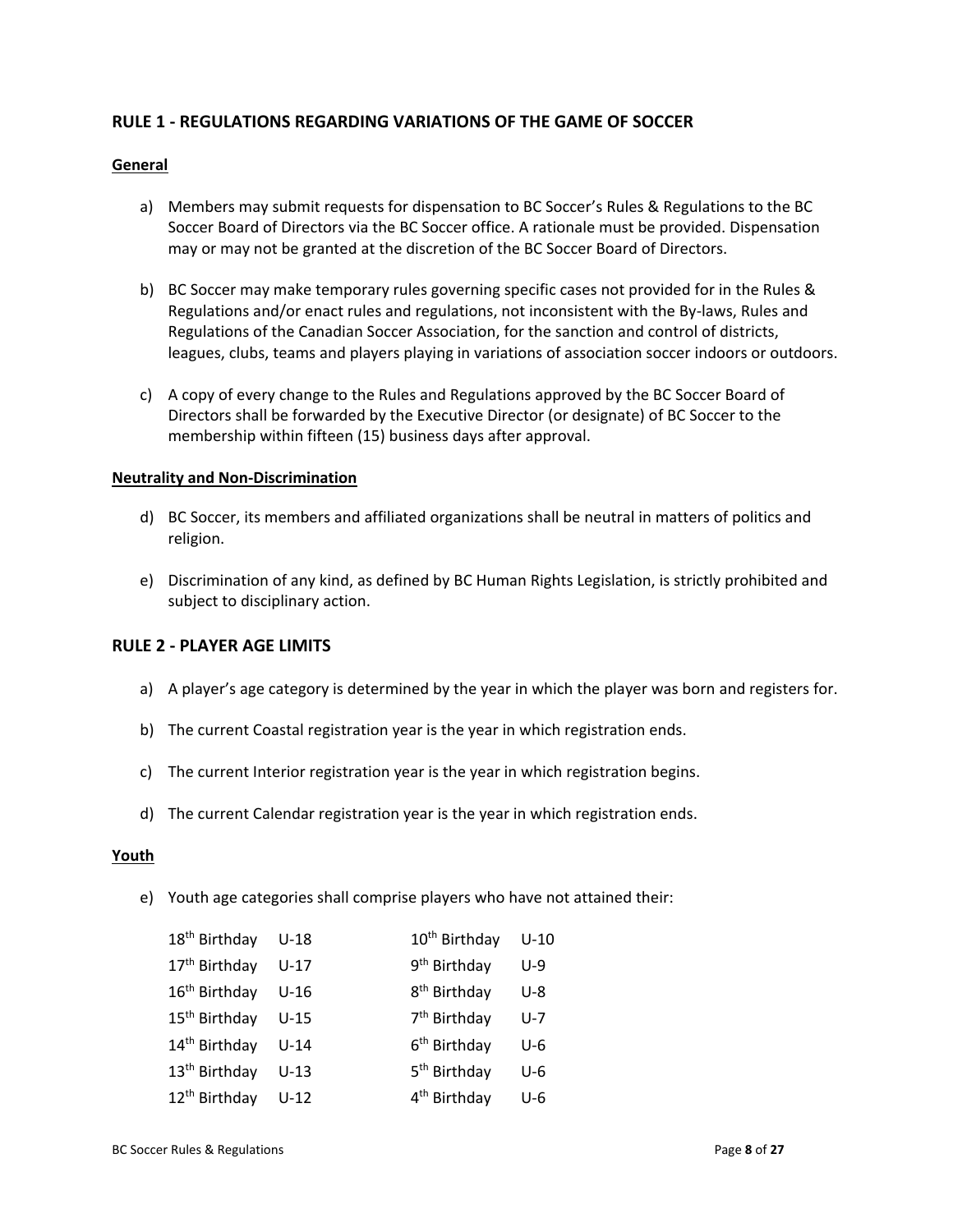## RULE 1 - REGULATIONS REGARDING VARIATIONS OF THE GAME OF SOCCER

**General**

a) Members may submit requests for dispensation to BC Soccer's Rules & Regulations to the BC Soccer Board of Directors via the BC Soccer office. A rationale must be provided. Dispensation may or may not be granted at the discretion of the BC Soccer Board of Directors.

b) BC Soccer may make temporary rules governing specific cases not provided for in the Rules & Regulations and/or enact rules and regulations, not inconsistent with the By-laws, Rules and Regulations of the Canadian Soccer Association, for the sanction and control of districts, leagues, clubs, teams and players playing in variations of association soccer indoors or outdoors.

c) A copy of every change to the Rules and Regulations approved by the BC Soccer Board of Directors shall be forwarded by the Executive Director (or designate) of BC Soccer to the membership within fifteen (15) business days after approval.

**Neutrality and Non-Discrimination**

d) BC Soccer, its members and affiliated organizations shall be neutral in matters of politics and religion.

e) Discrimination of any kind, as defined by BC Human Rights Legislation, is strictly prohibited and subject to disciplinary action.

## RULE 2 - PLAYER AGE LIMITS

a) A player's age category is determined by the year in which the player was born and registers for.

b) The current Coastal registration year is the year in which registration ends.

c) The current Interior registration year is the year in which registration begins.

d) The current Calendar registration year is the year in which registration ends.

**Youth**

e) Youth age categories shall comprise players who have not attained their:

| | | | |
|---|---|---|---|
| 18th Birthday | U-18 | 10th Birthday | U-10 |
| 17th Birthday | U-17 | 9th Birthday | U-9 |
| 16th Birthday | U-16 | 8th Birthday | U-8 |
| 15th Birthday | U-15 | 7th Birthday | U-7 |
| 14th Birthday | U-14 | 6th Birthday | U-6 |
| 13th Birthday | U-13 | 5th Birthday | U-6 |
| 12th Birthday | U-12 | 4th Birthday | U-6 |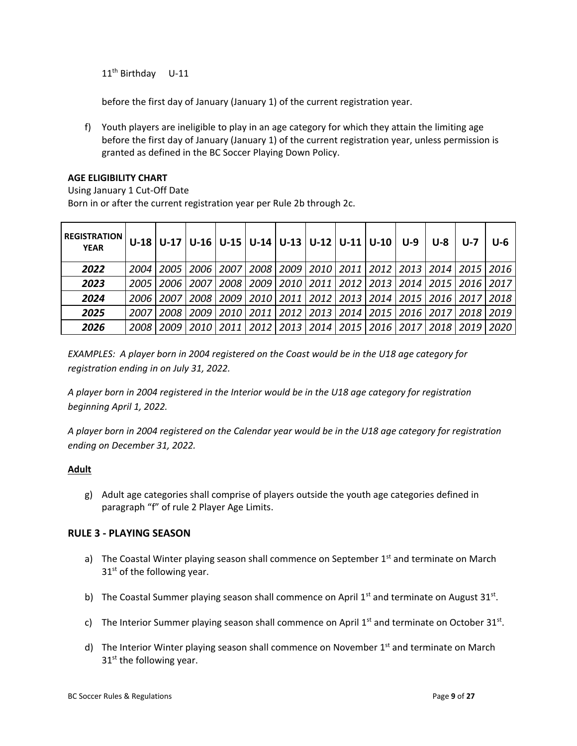11th Birthday U-11

before the first day of January (January 1) of the current registration year.

f) Youth players are ineligible to play in an age category for which they attain the limiting age before the first day of January (January 1) of the current registration year, unless permission is granted as defined in the BC Soccer Playing Down Policy.

**AGE ELIGIBILITY CHART**

Using January 1 Cut-Off Date

Born in or after the current registration year per Rule 2b through 2c.

| REGISTRATION YEAR | U-18 | U-17 | U-16 | U-15 | U-14 | U-13 | U-12 | U-11 | U-10 | U-9 | U-8 | U-7 | U-6 |
|---|---|---|---|---|---|---|---|---|---|---|---|---|---|
| ***2022*** | *2004* | *2005* | *2006* | *2007* | *2008* | *2009* | *2010* | *2011* | *2012* | *2013* | *2014* | *2015* | *2016* |
| ***2023*** | *2005* | *2006* | *2007* | *2008* | *2009* | *2010* | *2011* | *2012* | *2013* | *2014* | *2015* | *2016* | *2017* |
| ***2024*** | *2006* | *2007* | *2008* | *2009* | *2010* | *2011* | *2012* | *2013* | *2014* | *2015* | *2016* | *2017* | *2018* |
| ***2025*** | *2007* | *2008* | *2009* | *2010* | *2011* | *2012* | *2013* | *2014* | *2015* | *2016* | *2017* | *2018* | *2019* |
| ***2026*** | *2008* | *2009* | *2010* | *2011* | *2012* | *2013* | *2014* | *2015* | *2016* | *2017* | *2018* | *2019* | *2020* |

*EXAMPLES: A player born in 2004 registered on the Coast would be in the U18 age category for registration ending in on July 31, 2022.*

*A player born in 2004 registered in the Interior would be in the U18 age category for registration beginning April 1, 2022.*

*A player born in 2004 registered on the Calendar year would be in the U18 age category for registration ending on December 31, 2022.*

**Adult**

g) Adult age categories shall comprise of players outside the youth age categories defined in paragraph "f" of rule 2 Player Age Limits.

## RULE 3 - PLAYING SEASON

a) The Coastal Winter playing season shall commence on September 1st and terminate on March 31st of the following year.

b) The Coastal Summer playing season shall commence on April 1st and terminate on August 31st.

c) The Interior Summer playing season shall commence on April 1st and terminate on October 31st.

d) The Interior Winter playing season shall commence on November 1st and terminate on March 31st the following year.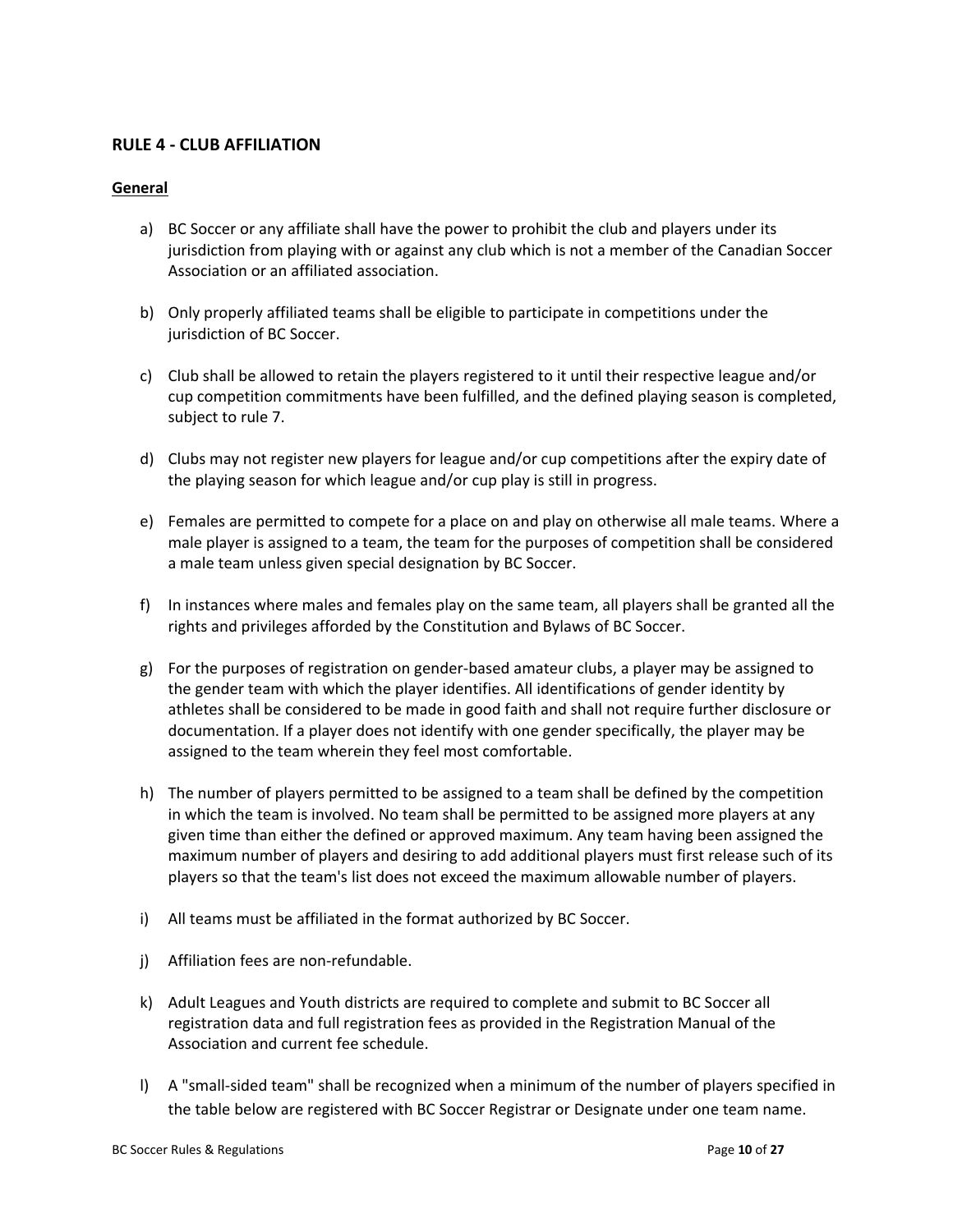## RULE 4 - CLUB AFFILIATION

**General**

a) BC Soccer or any affiliate shall have the power to prohibit the club and players under its jurisdiction from playing with or against any club which is not a member of the Canadian Soccer Association or an affiliated association.

b) Only properly affiliated teams shall be eligible to participate in competitions under the jurisdiction of BC Soccer.

c) Club shall be allowed to retain the players registered to it until their respective league and/or cup competition commitments have been fulfilled, and the defined playing season is completed, subject to rule 7.

d) Clubs may not register new players for league and/or cup competitions after the expiry date of the playing season for which league and/or cup play is still in progress.

e) Females are permitted to compete for a place on and play on otherwise all male teams. Where a male player is assigned to a team, the team for the purposes of competition shall be considered a male team unless given special designation by BC Soccer.

f) In instances where males and females play on the same team, all players shall be granted all the rights and privileges afforded by the Constitution and Bylaws of BC Soccer.

g) For the purposes of registration on gender-based amateur clubs, a player may be assigned to the gender team with which the player identifies. All identifications of gender identity by athletes shall be considered to be made in good faith and shall not require further disclosure or documentation. If a player does not identify with one gender specifically, the player may be assigned to the team wherein they feel most comfortable.

h) The number of players permitted to be assigned to a team shall be defined by the competition in which the team is involved. No team shall be permitted to be assigned more players at any given time than either the defined or approved maximum. Any team having been assigned the maximum number of players and desiring to add additional players must first release such of its players so that the team's list does not exceed the maximum allowable number of players.

i) All teams must be affiliated in the format authorized by BC Soccer.

j) Affiliation fees are non-refundable.

k) Adult Leagues and Youth districts are required to complete and submit to BC Soccer all registration data and full registration fees as provided in the Registration Manual of the Association and current fee schedule.

l) A "small-sided team" shall be recognized when a minimum of the number of players specified in the table below are registered with BC Soccer Registrar or Designate under one team name.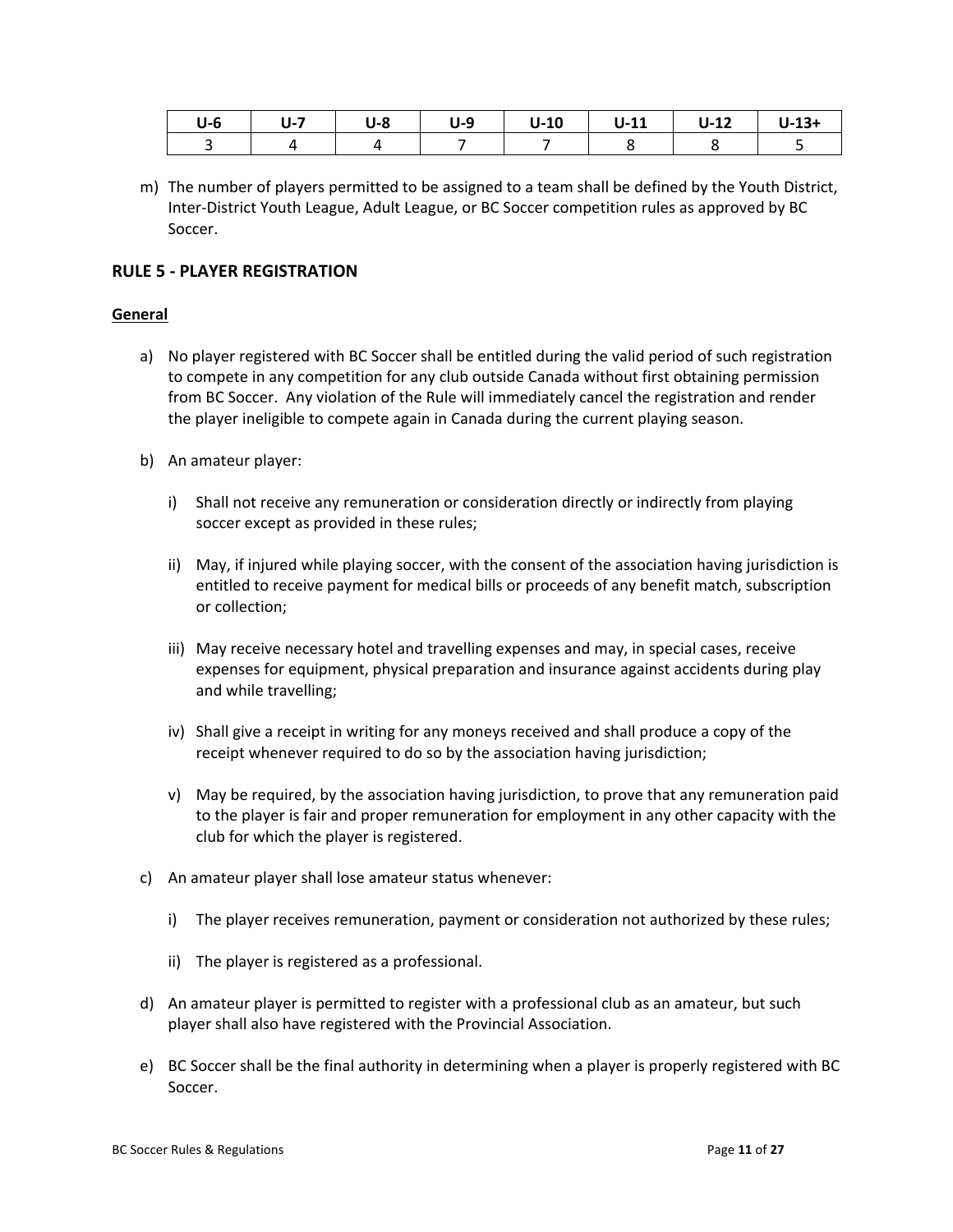| U-6 | U-7 | U-8 | U-9 | U-10 | U-11 | U-12 | U-13+ |
|---|---|---|---|---|---|---|---|
| 3 | 4 | 4 | 7 | 7 | 8 | 8 | 5 |

m) The number of players permitted to be assigned to a team shall be defined by the Youth District, Inter-District Youth League, Adult League, or BC Soccer competition rules as approved by BC Soccer.

## RULE 5 - PLAYER REGISTRATION

### General

a) No player registered with BC Soccer shall be entitled during the valid period of such registration to compete in any competition for any club outside Canada without first obtaining permission from BC Soccer. Any violation of the Rule will immediately cancel the registration and render the player ineligible to compete again in Canada during the current playing season.

b) An amateur player:

   i) Shall not receive any remuneration or consideration directly or indirectly from playing soccer except as provided in these rules;

   ii) May, if injured while playing soccer, with the consent of the association having jurisdiction is entitled to receive payment for medical bills or proceeds of any benefit match, subscription or collection;

   iii) May receive necessary hotel and travelling expenses and may, in special cases, receive expenses for equipment, physical preparation and insurance against accidents during play and while travelling;

   iv) Shall give a receipt in writing for any moneys received and shall produce a copy of the receipt whenever required to do so by the association having jurisdiction;

   v) May be required, by the association having jurisdiction, to prove that any remuneration paid to the player is fair and proper remuneration for employment in any other capacity with the club for which the player is registered.

c) An amateur player shall lose amateur status whenever:

   i) The player receives remuneration, payment or consideration not authorized by these rules;

   ii) The player is registered as a professional.

d) An amateur player is permitted to register with a professional club as an amateur, but such player shall also have registered with the Provincial Association.

e) BC Soccer shall be the final authority in determining when a player is properly registered with BC Soccer.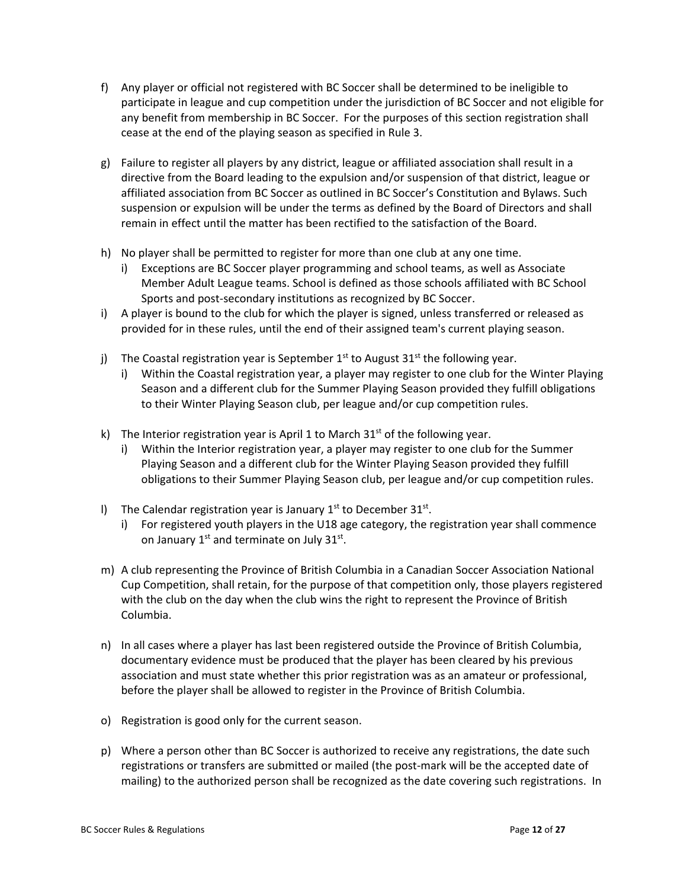f) Any player or official not registered with BC Soccer shall be determined to be ineligible to participate in league and cup competition under the jurisdiction of BC Soccer and not eligible for any benefit from membership in BC Soccer. For the purposes of this section registration shall cease at the end of the playing season as specified in Rule 3.

g) Failure to register all players by any district, league or affiliated association shall result in a directive from the Board leading to the expulsion and/or suspension of that district, league or affiliated association from BC Soccer as outlined in BC Soccer's Constitution and Bylaws. Such suspension or expulsion will be under the terms as defined by the Board of Directors and shall remain in effect until the matter has been rectified to the satisfaction of the Board.

h) No player shall be permitted to register for more than one club at any one time.
   i) Exceptions are BC Soccer player programming and school teams, as well as Associate Member Adult League teams. School is defined as those schools affiliated with BC School Sports and post-secondary institutions as recognized by BC Soccer.

i) A player is bound to the club for which the player is signed, unless transferred or released as provided for in these rules, until the end of their assigned team's current playing season.

j) The Coastal registration year is September 1st to August 31st the following year.
   i) Within the Coastal registration year, a player may register to one club for the Winter Playing Season and a different club for the Summer Playing Season provided they fulfill obligations to their Winter Playing Season club, per league and/or cup competition rules.

k) The Interior registration year is April 1 to March 31st of the following year.
   i) Within the Interior registration year, a player may register to one club for the Summer Playing Season and a different club for the Winter Playing Season provided they fulfill obligations to their Summer Playing Season club, per league and/or cup competition rules.

l) The Calendar registration year is January 1st to December 31st.
   i) For registered youth players in the U18 age category, the registration year shall commence on January 1st and terminate on July 31st.

m) A club representing the Province of British Columbia in a Canadian Soccer Association National Cup Competition, shall retain, for the purpose of that competition only, those players registered with the club on the day when the club wins the right to represent the Province of British Columbia.

n) In all cases where a player has last been registered outside the Province of British Columbia, documentary evidence must be produced that the player has been cleared by his previous association and must state whether this prior registration was as an amateur or professional, before the player shall be allowed to register in the Province of British Columbia.

o) Registration is good only for the current season.

p) Where a person other than BC Soccer is authorized to receive any registrations, the date such registrations or transfers are submitted or mailed (the post-mark will be the accepted date of mailing) to the authorized person shall be recognized as the date covering such registrations. In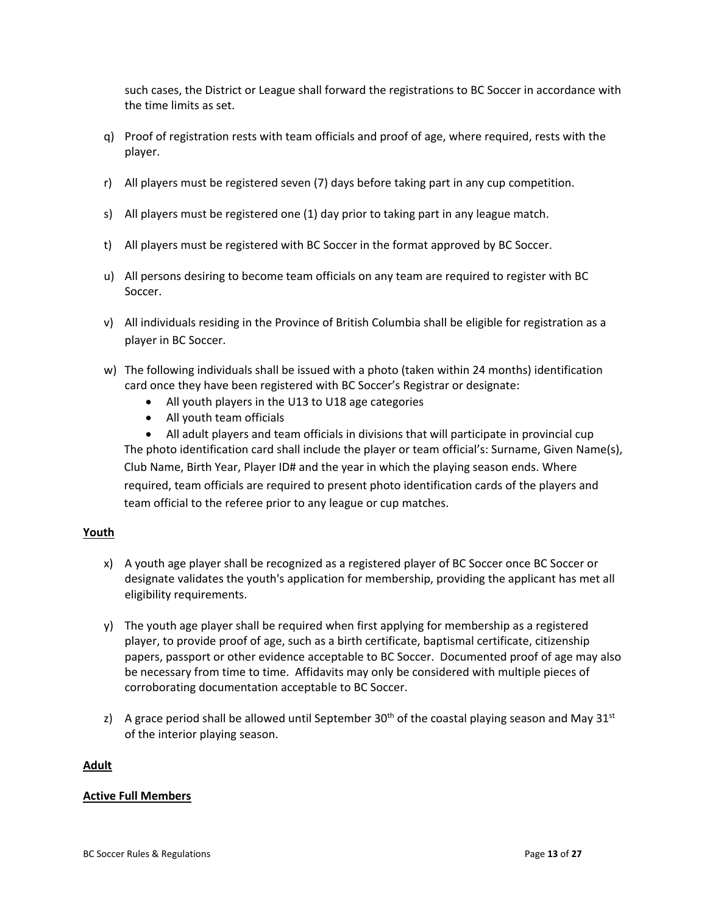such cases, the District or League shall forward the registrations to BC Soccer in accordance with the time limits as set.

q) Proof of registration rests with team officials and proof of age, where required, rests with the player.

r) All players must be registered seven (7) days before taking part in any cup competition.

s) All players must be registered one (1) day prior to taking part in any league match.

t) All players must be registered with BC Soccer in the format approved by BC Soccer.

u) All persons desiring to become team officials on any team are required to register with BC Soccer.

v) All individuals residing in the Province of British Columbia shall be eligible for registration as a player in BC Soccer.

w) The following individuals shall be issued with a photo (taken within 24 months) identification card once they have been registered with BC Soccer's Registrar or designate:
   - All youth players in the U13 to U18 age categories
   - All youth team officials
   - All adult players and team officials in divisions that will participate in provincial cup

   The photo identification card shall include the player or team official's: Surname, Given Name(s), Club Name, Birth Year, Player ID# and the year in which the playing season ends. Where required, team officials are required to present photo identification cards of the players and team official to the referee prior to any league or cup matches.

**Youth**

x) A youth age player shall be recognized as a registered player of BC Soccer once BC Soccer or designate validates the youth's application for membership, providing the applicant has met all eligibility requirements.

y) The youth age player shall be required when first applying for membership as a registered player, to provide proof of age, such as a birth certificate, baptismal certificate, citizenship papers, passport or other evidence acceptable to BC Soccer. Documented proof of age may also be necessary from time to time. Affidavits may only be considered with multiple pieces of corroborating documentation acceptable to BC Soccer.

z) A grace period shall be allowed until September 30th of the coastal playing season and May 31st of the interior playing season.

**Adult**

**Active Full Members**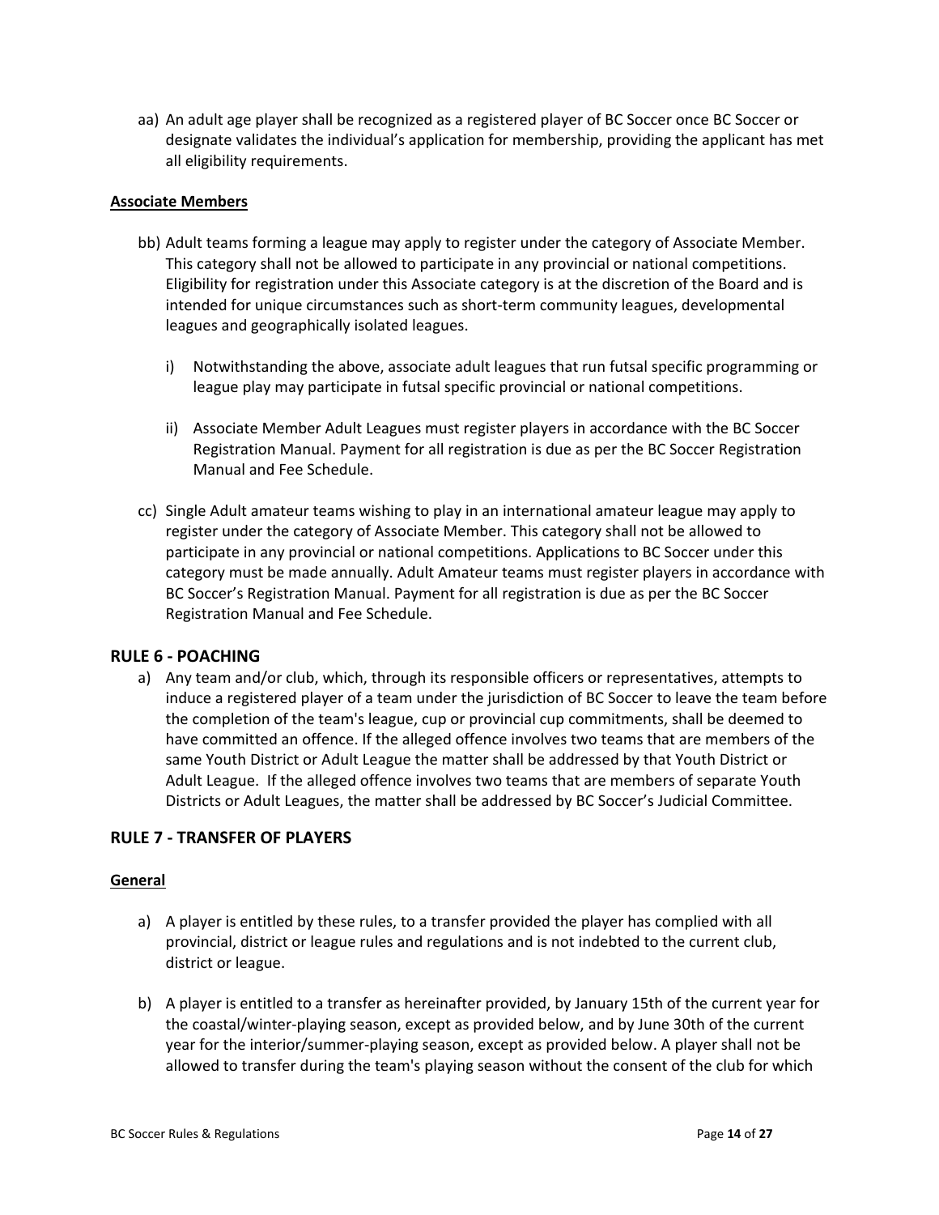aa) An adult age player shall be recognized as a registered player of BC Soccer once BC Soccer or designate validates the individual's application for membership, providing the applicant has met all eligibility requirements.

**Associate Members**

bb) Adult teams forming a league may apply to register under the category of Associate Member. This category shall not be allowed to participate in any provincial or national competitions. Eligibility for registration under this Associate category is at the discretion of the Board and is intended for unique circumstances such as short-term community leagues, developmental leagues and geographically isolated leagues.

   i) Notwithstanding the above, associate adult leagues that run futsal specific programming or league play may participate in futsal specific provincial or national competitions.

   ii) Associate Member Adult Leagues must register players in accordance with the BC Soccer Registration Manual. Payment for all registration is due as per the BC Soccer Registration Manual and Fee Schedule.

cc) Single Adult amateur teams wishing to play in an international amateur league may apply to register under the category of Associate Member. This category shall not be allowed to participate in any provincial or national competitions. Applications to BC Soccer under this category must be made annually. Adult Amateur teams must register players in accordance with BC Soccer's Registration Manual. Payment for all registration is due as per the BC Soccer Registration Manual and Fee Schedule.

## RULE 6 - POACHING

a) Any team and/or club, which, through its responsible officers or representatives, attempts to induce a registered player of a team under the jurisdiction of BC Soccer to leave the team before the completion of the team's league, cup or provincial cup commitments, shall be deemed to have committed an offence. If the alleged offence involves two teams that are members of the same Youth District or Adult League the matter shall be addressed by that Youth District or Adult League. If the alleged offence involves two teams that are members of separate Youth Districts or Adult Leagues, the matter shall be addressed by BC Soccer's Judicial Committee.

## RULE 7 - TRANSFER OF PLAYERS

**General**

a) A player is entitled by these rules, to a transfer provided the player has complied with all provincial, district or league rules and regulations and is not indebted to the current club, district or league.

b) A player is entitled to a transfer as hereinafter provided, by January 15th of the current year for the coastal/winter-playing season, except as provided below, and by June 30th of the current year for the interior/summer-playing season, except as provided below. A player shall not be allowed to transfer during the team's playing season without the consent of the club for which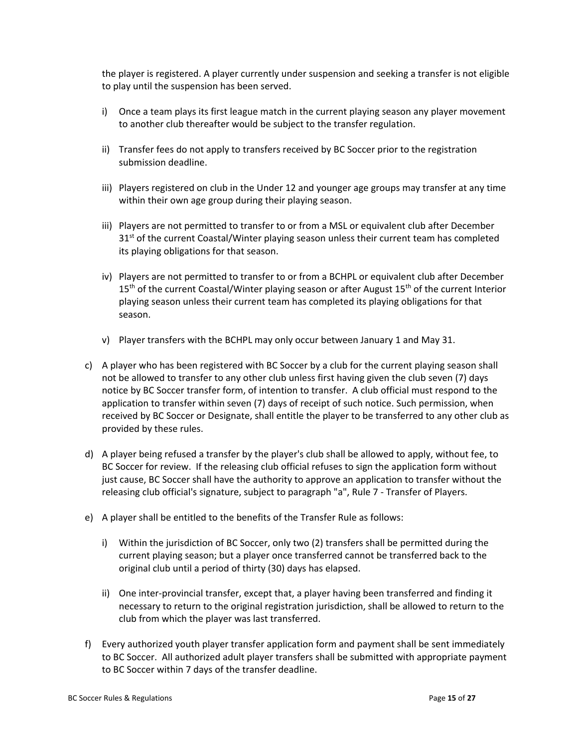the player is registered. A player currently under suspension and seeking a transfer is not eligible to play until the suspension has been served.

i) Once a team plays its first league match in the current playing season any player movement to another club thereafter would be subject to the transfer regulation.

ii) Transfer fees do not apply to transfers received by BC Soccer prior to the registration submission deadline.

iii) Players registered on club in the Under 12 and younger age groups may transfer at any time within their own age group during their playing season.

iii) Players are not permitted to transfer to or from a MSL or equivalent club after December 31st of the current Coastal/Winter playing season unless their current team has completed its playing obligations for that season.

iv) Players are not permitted to transfer to or from a BCHPL or equivalent club after December 15th of the current Coastal/Winter playing season or after August 15th of the current Interior playing season unless their current team has completed its playing obligations for that season.

v) Player transfers with the BCHPL may only occur between January 1 and May 31.

c) A player who has been registered with BC Soccer by a club for the current playing season shall not be allowed to transfer to any other club unless first having given the club seven (7) days notice by BC Soccer transfer form, of intention to transfer. A club official must respond to the application to transfer within seven (7) days of receipt of such notice. Such permission, when received by BC Soccer or Designate, shall entitle the player to be transferred to any other club as provided by these rules.

d) A player being refused a transfer by the player's club shall be allowed to apply, without fee, to BC Soccer for review. If the releasing club official refuses to sign the application form without just cause, BC Soccer shall have the authority to approve an application to transfer without the releasing club official's signature, subject to paragraph "a", Rule 7 - Transfer of Players.

e) A player shall be entitled to the benefits of the Transfer Rule as follows:

i) Within the jurisdiction of BC Soccer, only two (2) transfers shall be permitted during the current playing season; but a player once transferred cannot be transferred back to the original club until a period of thirty (30) days has elapsed.

ii) One inter-provincial transfer, except that, a player having been transferred and finding it necessary to return to the original registration jurisdiction, shall be allowed to return to the club from which the player was last transferred.

f) Every authorized youth player transfer application form and payment shall be sent immediately to BC Soccer. All authorized adult player transfers shall be submitted with appropriate payment to BC Soccer within 7 days of the transfer deadline.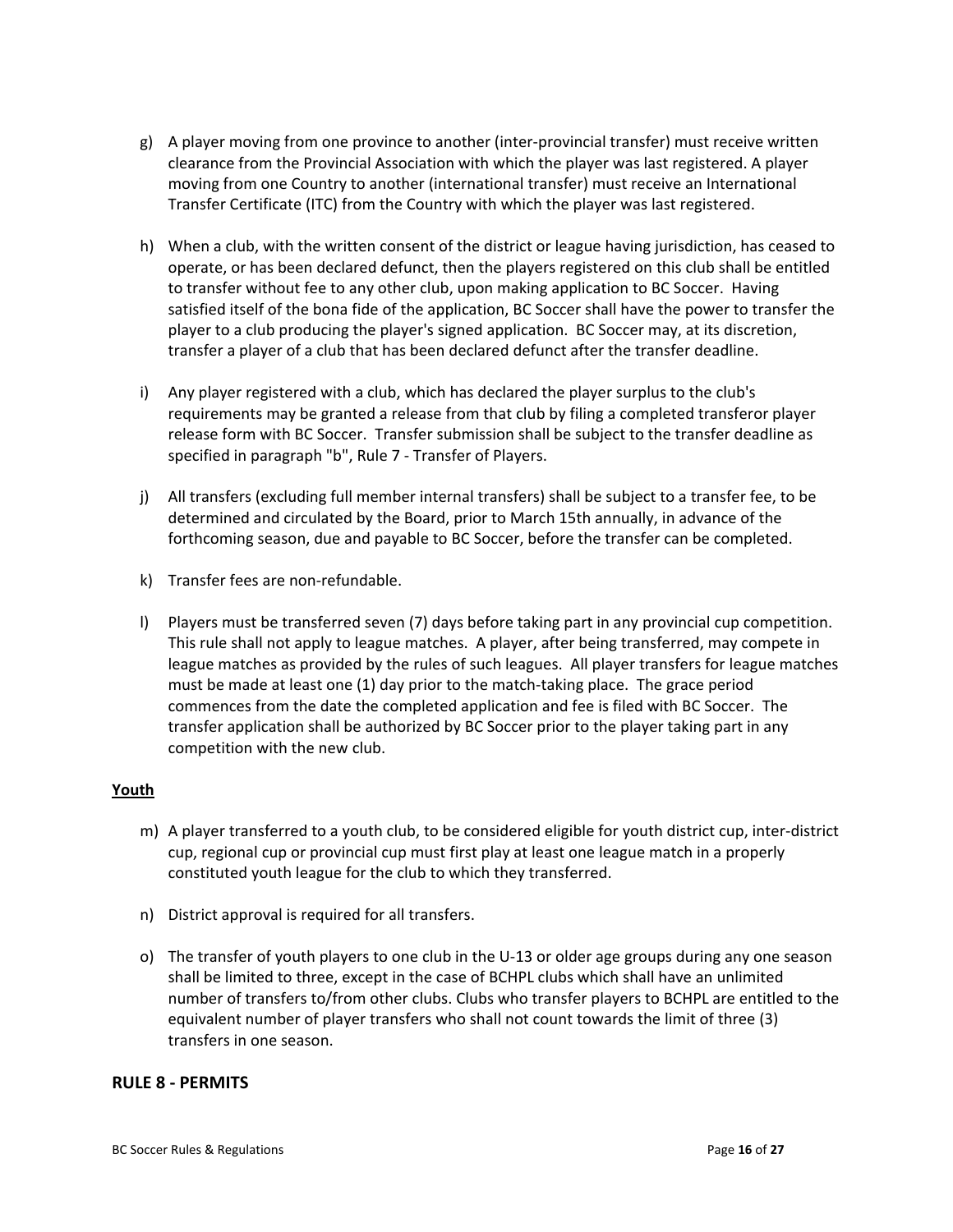g) A player moving from one province to another (inter-provincial transfer) must receive written clearance from the Provincial Association with which the player was last registered. A player moving from one Country to another (international transfer) must receive an International Transfer Certificate (ITC) from the Country with which the player was last registered.

h) When a club, with the written consent of the district or league having jurisdiction, has ceased to operate, or has been declared defunct, then the players registered on this club shall be entitled to transfer without fee to any other club, upon making application to BC Soccer. Having satisfied itself of the bona fide of the application, BC Soccer shall have the power to transfer the player to a club producing the player's signed application. BC Soccer may, at its discretion, transfer a player of a club that has been declared defunct after the transfer deadline.

i) Any player registered with a club, which has declared the player surplus to the club's requirements may be granted a release from that club by filing a completed transferor player release form with BC Soccer. Transfer submission shall be subject to the transfer deadline as specified in paragraph "b", Rule 7 - Transfer of Players.

j) All transfers (excluding full member internal transfers) shall be subject to a transfer fee, to be determined and circulated by the Board, prior to March 15th annually, in advance of the forthcoming season, due and payable to BC Soccer, before the transfer can be completed.

k) Transfer fees are non-refundable.

l) Players must be transferred seven (7) days before taking part in any provincial cup competition. This rule shall not apply to league matches. A player, after being transferred, may compete in league matches as provided by the rules of such leagues. All player transfers for league matches must be made at least one (1) day prior to the match-taking place. The grace period commences from the date the completed application and fee is filed with BC Soccer. The transfer application shall be authorized by BC Soccer prior to the player taking part in any competition with the new club.

**Youth**

m) A player transferred to a youth club, to be considered eligible for youth district cup, inter-district cup, regional cup or provincial cup must first play at least one league match in a properly constituted youth league for the club to which they transferred.

n) District approval is required for all transfers.

o) The transfer of youth players to one club in the U-13 or older age groups during any one season shall be limited to three, except in the case of BCHPL clubs which shall have an unlimited number of transfers to/from other clubs. Clubs who transfer players to BCHPL are entitled to the equivalent number of player transfers who shall not count towards the limit of three (3) transfers in one season.

## RULE 8 - PERMITS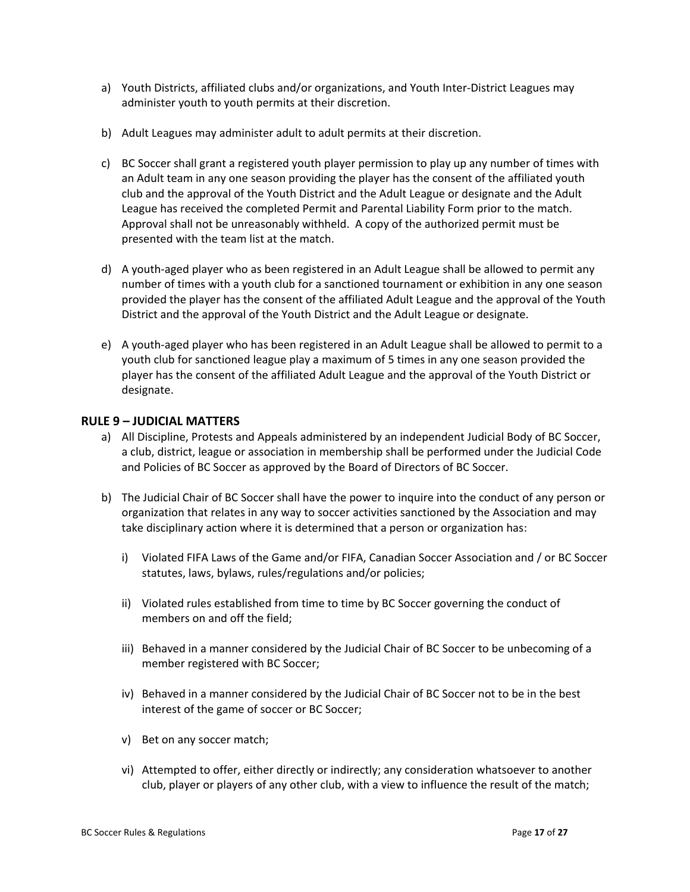a) Youth Districts, affiliated clubs and/or organizations, and Youth Inter-District Leagues may administer youth to youth permits at their discretion.

b) Adult Leagues may administer adult to adult permits at their discretion.

c) BC Soccer shall grant a registered youth player permission to play up any number of times with an Adult team in any one season providing the player has the consent of the affiliated youth club and the approval of the Youth District and the Adult League or designate and the Adult League has received the completed Permit and Parental Liability Form prior to the match. Approval shall not be unreasonably withheld. A copy of the authorized permit must be presented with the team list at the match.

d) A youth-aged player who as been registered in an Adult League shall be allowed to permit any number of times with a youth club for a sanctioned tournament or exhibition in any one season provided the player has the consent of the affiliated Adult League and the approval of the Youth District and the approval of the Youth District and the Adult League or designate.

e) A youth-aged player who has been registered in an Adult League shall be allowed to permit to a youth club for sanctioned league play a maximum of 5 times in any one season provided the player has the consent of the affiliated Adult League and the approval of the Youth District or designate.

## RULE 9 – JUDICIAL MATTERS

a) All Discipline, Protests and Appeals administered by an independent Judicial Body of BC Soccer, a club, district, league or association in membership shall be performed under the Judicial Code and Policies of BC Soccer as approved by the Board of Directors of BC Soccer.

b) The Judicial Chair of BC Soccer shall have the power to inquire into the conduct of any person or organization that relates in any way to soccer activities sanctioned by the Association and may take disciplinary action where it is determined that a person or organization has:

   i) Violated FIFA Laws of the Game and/or FIFA, Canadian Soccer Association and / or BC Soccer statutes, laws, bylaws, rules/regulations and/or policies;

   ii) Violated rules established from time to time by BC Soccer governing the conduct of members on and off the field;

   iii) Behaved in a manner considered by the Judicial Chair of BC Soccer to be unbecoming of a member registered with BC Soccer;

   iv) Behaved in a manner considered by the Judicial Chair of BC Soccer not to be in the best interest of the game of soccer or BC Soccer;

   v) Bet on any soccer match;

   vi) Attempted to offer, either directly or indirectly; any consideration whatsoever to another club, player or players of any other club, with a view to influence the result of the match;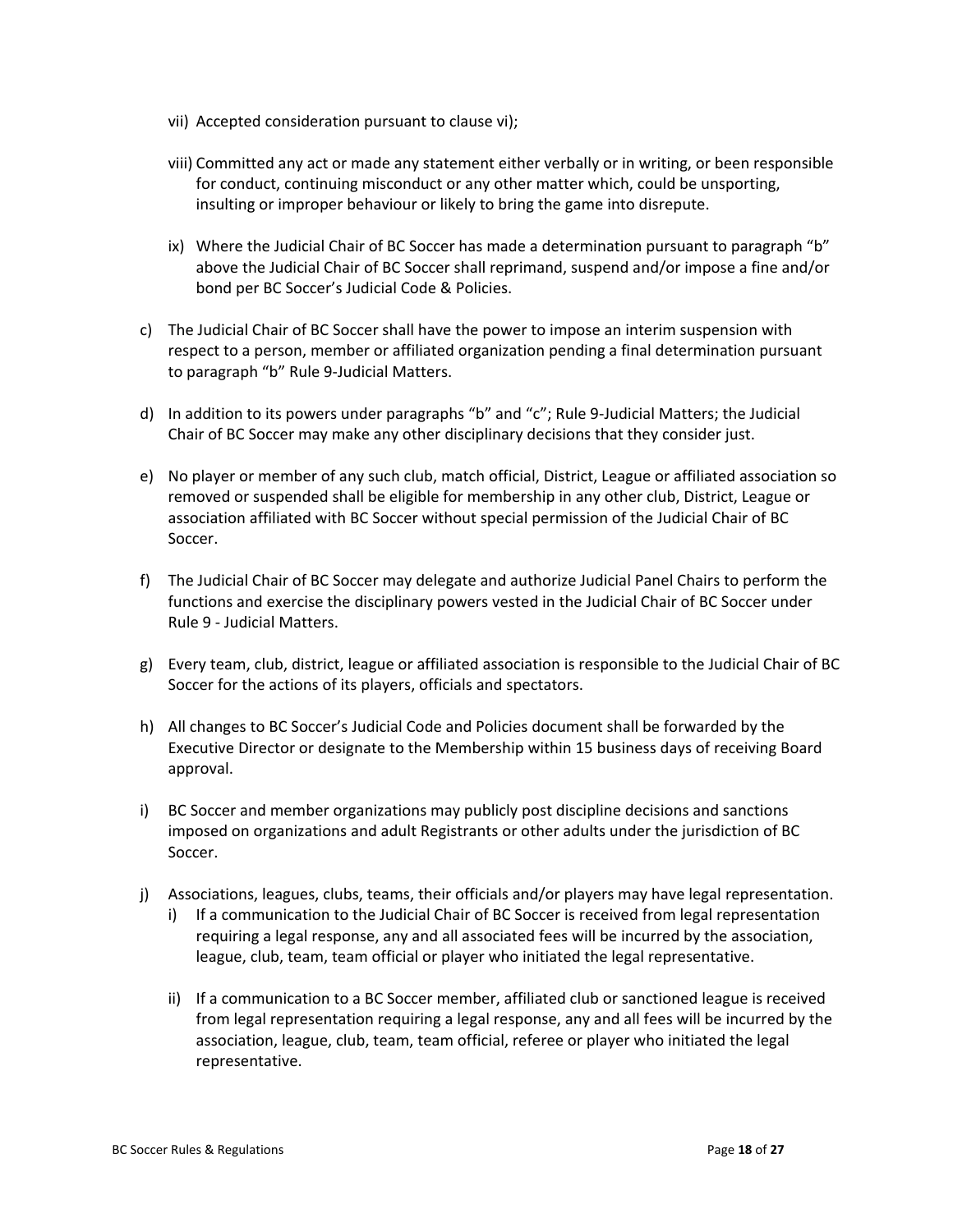vii) Accepted consideration pursuant to clause vi);

viii) Committed any act or made any statement either verbally or in writing, or been responsible for conduct, continuing misconduct or any other matter which, could be unsporting, insulting or improper behaviour or likely to bring the game into disrepute.

ix) Where the Judicial Chair of BC Soccer has made a determination pursuant to paragraph "b" above the Judicial Chair of BC Soccer shall reprimand, suspend and/or impose a fine and/or bond per BC Soccer's Judicial Code & Policies.

c) The Judicial Chair of BC Soccer shall have the power to impose an interim suspension with respect to a person, member or affiliated organization pending a final determination pursuant to paragraph "b" Rule 9-Judicial Matters.

d) In addition to its powers under paragraphs "b" and "c"; Rule 9-Judicial Matters; the Judicial Chair of BC Soccer may make any other disciplinary decisions that they consider just.

e) No player or member of any such club, match official, District, League or affiliated association so removed or suspended shall be eligible for membership in any other club, District, League or association affiliated with BC Soccer without special permission of the Judicial Chair of BC Soccer.

f) The Judicial Chair of BC Soccer may delegate and authorize Judicial Panel Chairs to perform the functions and exercise the disciplinary powers vested in the Judicial Chair of BC Soccer under Rule 9 - Judicial Matters.

g) Every team, club, district, league or affiliated association is responsible to the Judicial Chair of BC Soccer for the actions of its players, officials and spectators.

h) All changes to BC Soccer's Judicial Code and Policies document shall be forwarded by the Executive Director or designate to the Membership within 15 business days of receiving Board approval.

i) BC Soccer and member organizations may publicly post discipline decisions and sanctions imposed on organizations and adult Registrants or other adults under the jurisdiction of BC Soccer.

j) Associations, leagues, clubs, teams, their officials and/or players may have legal representation.
   i) If a communication to the Judicial Chair of BC Soccer is received from legal representation requiring a legal response, any and all associated fees will be incurred by the association, league, club, team, team official or player who initiated the legal representative.

   ii) If a communication to a BC Soccer member, affiliated club or sanctioned league is received from legal representation requiring a legal response, any and all fees will be incurred by the association, league, club, team, team official, referee or player who initiated the legal representative.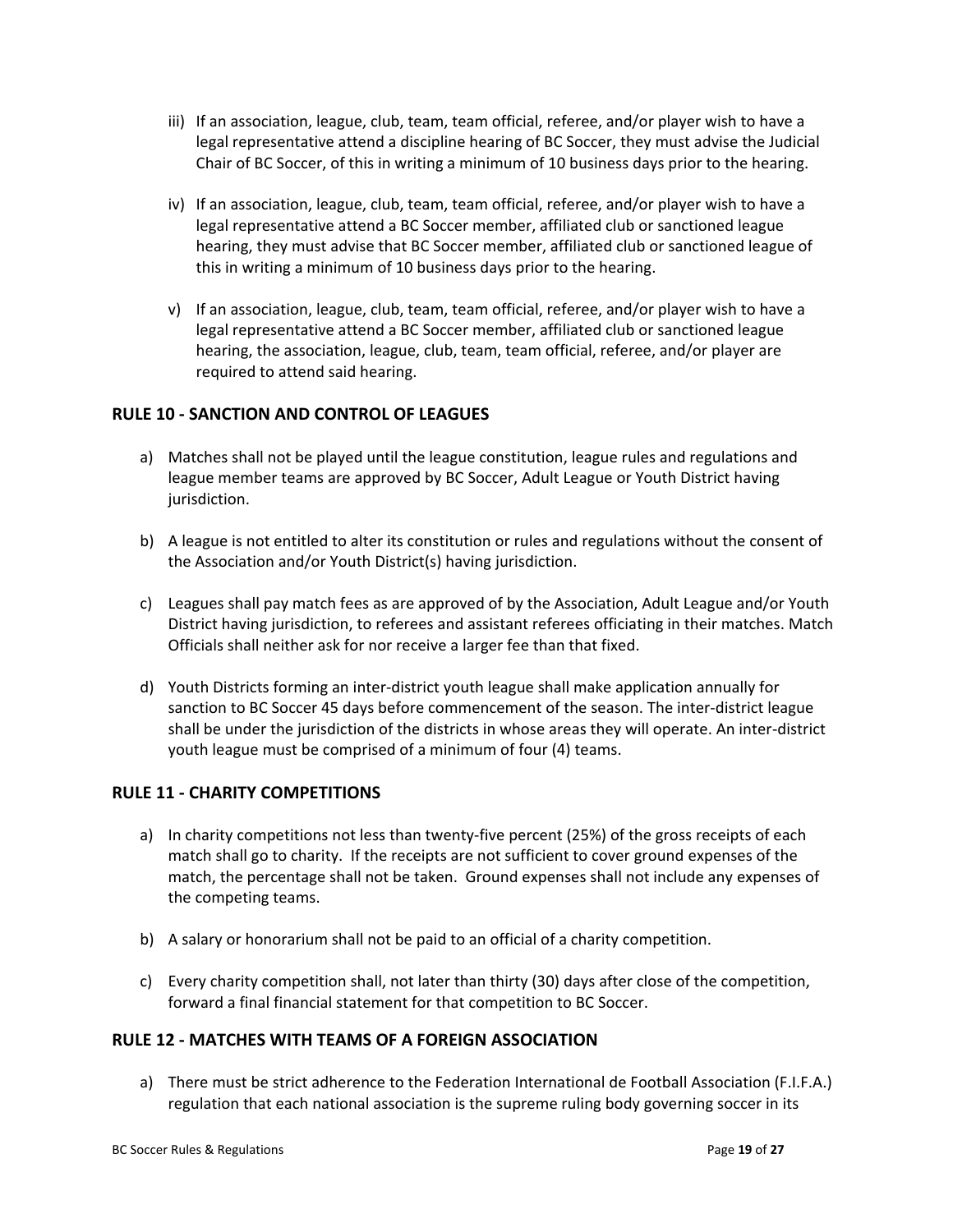iii) If an association, league, club, team, team official, referee, and/or player wish to have a legal representative attend a discipline hearing of BC Soccer, they must advise the Judicial Chair of BC Soccer, of this in writing a minimum of 10 business days prior to the hearing.

iv) If an association, league, club, team, team official, referee, and/or player wish to have a legal representative attend a BC Soccer member, affiliated club or sanctioned league hearing, they must advise that BC Soccer member, affiliated club or sanctioned league of this in writing a minimum of 10 business days prior to the hearing.

v) If an association, league, club, team, team official, referee, and/or player wish to have a legal representative attend a BC Soccer member, affiliated club or sanctioned league hearing, the association, league, club, team, team official, referee, and/or player are required to attend said hearing.

## RULE 10 - SANCTION AND CONTROL OF LEAGUES

a) Matches shall not be played until the league constitution, league rules and regulations and league member teams are approved by BC Soccer, Adult League or Youth District having jurisdiction.

b) A league is not entitled to alter its constitution or rules and regulations without the consent of the Association and/or Youth District(s) having jurisdiction.

c) Leagues shall pay match fees as are approved of by the Association, Adult League and/or Youth District having jurisdiction, to referees and assistant referees officiating in their matches. Match Officials shall neither ask for nor receive a larger fee than that fixed.

d) Youth Districts forming an inter-district youth league shall make application annually for sanction to BC Soccer 45 days before commencement of the season. The inter-district league shall be under the jurisdiction of the districts in whose areas they will operate. An inter-district youth league must be comprised of a minimum of four (4) teams.

## RULE 11 - CHARITY COMPETITIONS

a) In charity competitions not less than twenty-five percent (25%) of the gross receipts of each match shall go to charity. If the receipts are not sufficient to cover ground expenses of the match, the percentage shall not be taken. Ground expenses shall not include any expenses of the competing teams.

b) A salary or honorarium shall not be paid to an official of a charity competition.

c) Every charity competition shall, not later than thirty (30) days after close of the competition, forward a final financial statement for that competition to BC Soccer.

## RULE 12 - MATCHES WITH TEAMS OF A FOREIGN ASSOCIATION

a) There must be strict adherence to the Federation International de Football Association (F.I.F.A.) regulation that each national association is the supreme ruling body governing soccer in its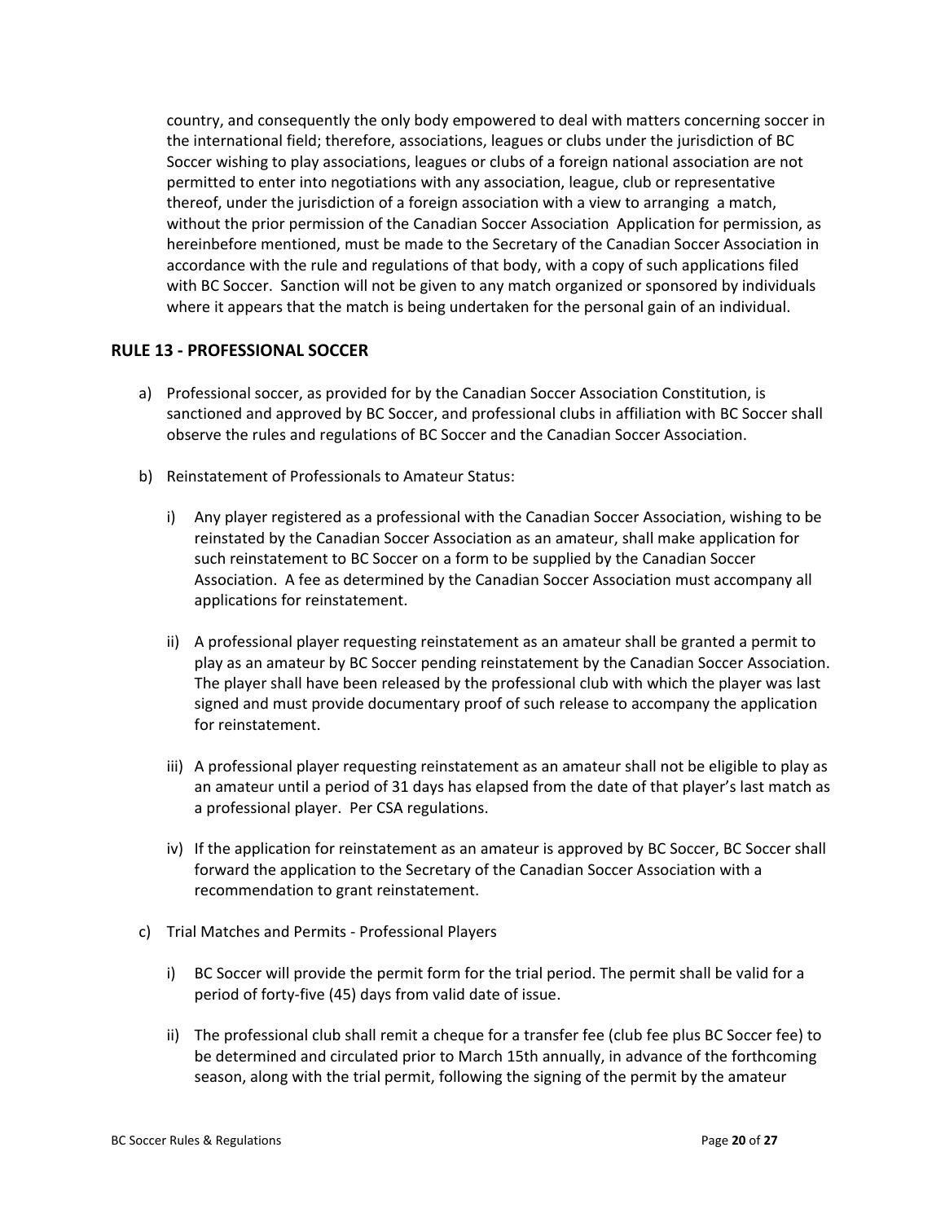country, and consequently the only body empowered to deal with matters concerning soccer in the international field; therefore, associations, leagues or clubs under the jurisdiction of BC Soccer wishing to play associations, leagues or clubs of a foreign national association are not permitted to enter into negotiations with any association, league, club or representative thereof, under the jurisdiction of a foreign association with a view to arranging a match, without the prior permission of the Canadian Soccer Association Application for permission, as hereinbefore mentioned, must be made to the Secretary of the Canadian Soccer Association in accordance with the rule and regulations of that body, with a copy of such applications filed with BC Soccer. Sanction will not be given to any match organized or sponsored by individuals where it appears that the match is being undertaken for the personal gain of an individual.

## RULE 13 - PROFESSIONAL SOCCER

a) Professional soccer, as provided for by the Canadian Soccer Association Constitution, is sanctioned and approved by BC Soccer, and professional clubs in affiliation with BC Soccer shall observe the rules and regulations of BC Soccer and the Canadian Soccer Association.

b) Reinstatement of Professionals to Amateur Status:

   i) Any player registered as a professional with the Canadian Soccer Association, wishing to be reinstated by the Canadian Soccer Association as an amateur, shall make application for such reinstatement to BC Soccer on a form to be supplied by the Canadian Soccer Association. A fee as determined by the Canadian Soccer Association must accompany all applications for reinstatement.

   ii) A professional player requesting reinstatement as an amateur shall be granted a permit to play as an amateur by BC Soccer pending reinstatement by the Canadian Soccer Association. The player shall have been released by the professional club with which the player was last signed and must provide documentary proof of such release to accompany the application for reinstatement.

   iii) A professional player requesting reinstatement as an amateur shall not be eligible to play as an amateur until a period of 31 days has elapsed from the date of that player's last match as a professional player. Per CSA regulations.

   iv) If the application for reinstatement as an amateur is approved by BC Soccer, BC Soccer shall forward the application to the Secretary of the Canadian Soccer Association with a recommendation to grant reinstatement.

c) Trial Matches and Permits - Professional Players

   i) BC Soccer will provide the permit form for the trial period. The permit shall be valid for a period of forty-five (45) days from valid date of issue.

   ii) The professional club shall remit a cheque for a transfer fee (club fee plus BC Soccer fee) to be determined and circulated prior to March 15th annually, in advance of the forthcoming season, along with the trial permit, following the signing of the permit by the amateur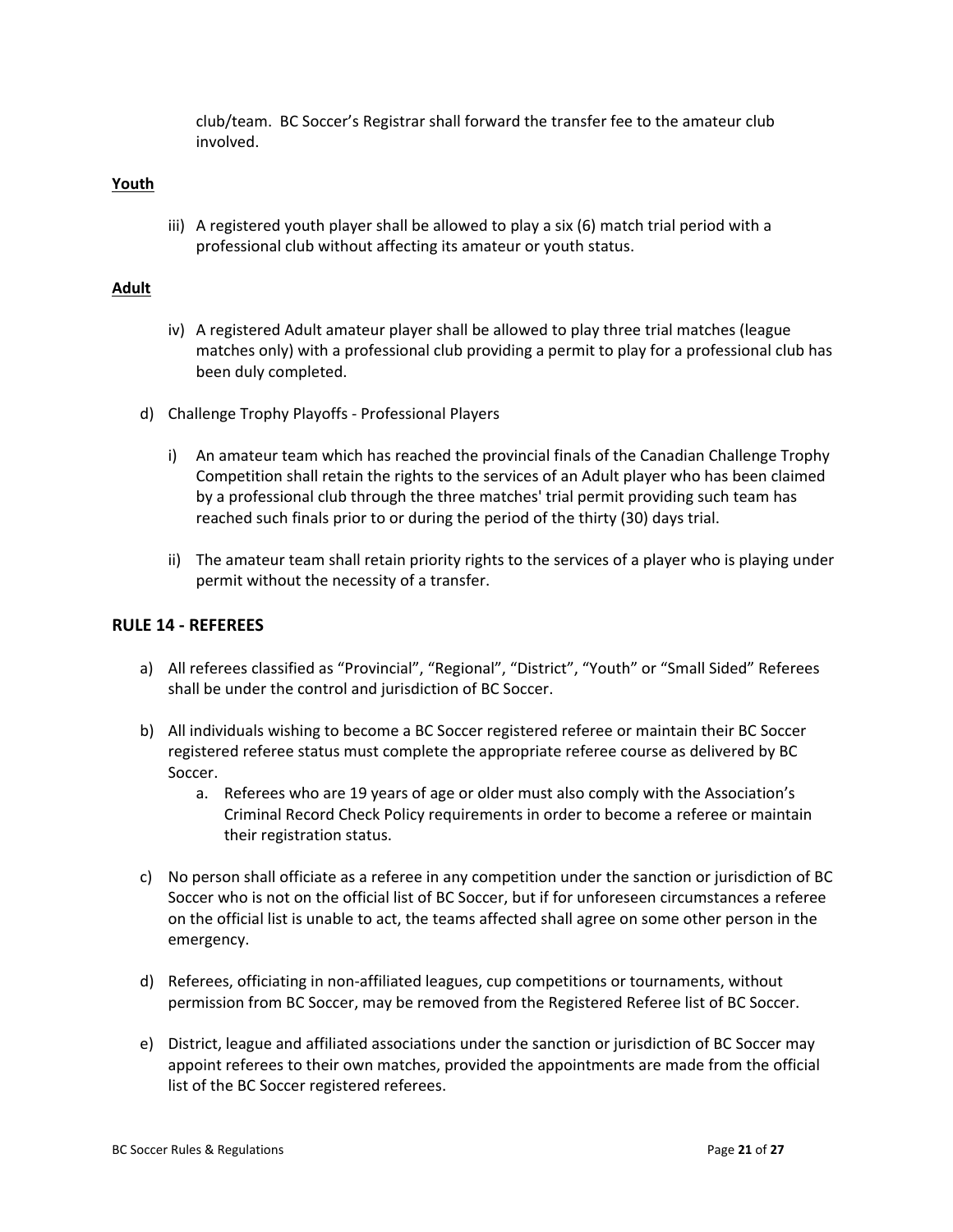club/team. BC Soccer's Registrar shall forward the transfer fee to the amateur club involved.

**Youth**

iii) A registered youth player shall be allowed to play a six (6) match trial period with a professional club without affecting its amateur or youth status.

**Adult**

iv) A registered Adult amateur player shall be allowed to play three trial matches (league matches only) with a professional club providing a permit to play for a professional club has been duly completed.

d) Challenge Trophy Playoffs - Professional Players

i) An amateur team which has reached the provincial finals of the Canadian Challenge Trophy Competition shall retain the rights to the services of an Adult player who has been claimed by a professional club through the three matches' trial permit providing such team has reached such finals prior to or during the period of the thirty (30) days trial.

ii) The amateur team shall retain priority rights to the services of a player who is playing under permit without the necessity of a transfer.

## RULE 14 - REFEREES

a) All referees classified as "Provincial", "Regional", "District", "Youth" or "Small Sided" Referees shall be under the control and jurisdiction of BC Soccer.

b) All individuals wishing to become a BC Soccer registered referee or maintain their BC Soccer registered referee status must complete the appropriate referee course as delivered by BC Soccer.

   a. Referees who are 19 years of age or older must also comply with the Association's Criminal Record Check Policy requirements in order to become a referee or maintain their registration status.

c) No person shall officiate as a referee in any competition under the sanction or jurisdiction of BC Soccer who is not on the official list of BC Soccer, but if for unforeseen circumstances a referee on the official list is unable to act, the teams affected shall agree on some other person in the emergency.

d) Referees, officiating in non-affiliated leagues, cup competitions or tournaments, without permission from BC Soccer, may be removed from the Registered Referee list of BC Soccer.

e) District, league and affiliated associations under the sanction or jurisdiction of BC Soccer may appoint referees to their own matches, provided the appointments are made from the official list of the BC Soccer registered referees.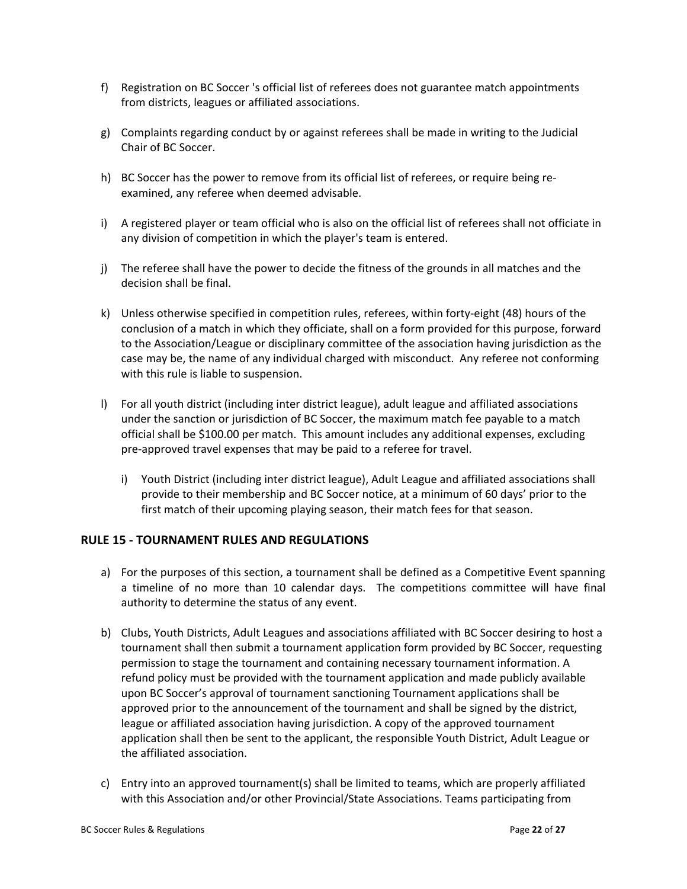f) Registration on BC Soccer 's official list of referees does not guarantee match appointments from districts, leagues or affiliated associations.

g) Complaints regarding conduct by or against referees shall be made in writing to the Judicial Chair of BC Soccer.

h) BC Soccer has the power to remove from its official list of referees, or require being re-examined, any referee when deemed advisable.

i) A registered player or team official who is also on the official list of referees shall not officiate in any division of competition in which the player's team is entered.

j) The referee shall have the power to decide the fitness of the grounds in all matches and the decision shall be final.

k) Unless otherwise specified in competition rules, referees, within forty-eight (48) hours of the conclusion of a match in which they officiate, shall on a form provided for this purpose, forward to the Association/League or disciplinary committee of the association having jurisdiction as the case may be, the name of any individual charged with misconduct. Any referee not conforming with this rule is liable to suspension.

l) For all youth district (including inter district league), adult league and affiliated associations under the sanction or jurisdiction of BC Soccer, the maximum match fee payable to a match official shall be $100.00 per match. This amount includes any additional expenses, excluding pre-approved travel expenses that may be paid to a referee for travel.

   i) Youth District (including inter district league), Adult League and affiliated associations shall provide to their membership and BC Soccer notice, at a minimum of 60 days' prior to the first match of their upcoming playing season, their match fees for that season.

## RULE 15 - TOURNAMENT RULES AND REGULATIONS

a) For the purposes of this section, a tournament shall be defined as a Competitive Event spanning a timeline of no more than 10 calendar days. The competitions committee will have final authority to determine the status of any event.

b) Clubs, Youth Districts, Adult Leagues and associations affiliated with BC Soccer desiring to host a tournament shall then submit a tournament application form provided by BC Soccer, requesting permission to stage the tournament and containing necessary tournament information. A refund policy must be provided with the tournament application and made publicly available upon BC Soccer's approval of tournament sanctioning Tournament applications shall be approved prior to the announcement of the tournament and shall be signed by the district, league or affiliated association having jurisdiction. A copy of the approved tournament application shall then be sent to the applicant, the responsible Youth District, Adult League or the affiliated association.

c) Entry into an approved tournament(s) shall be limited to teams, which are properly affiliated with this Association and/or other Provincial/State Associations. Teams participating from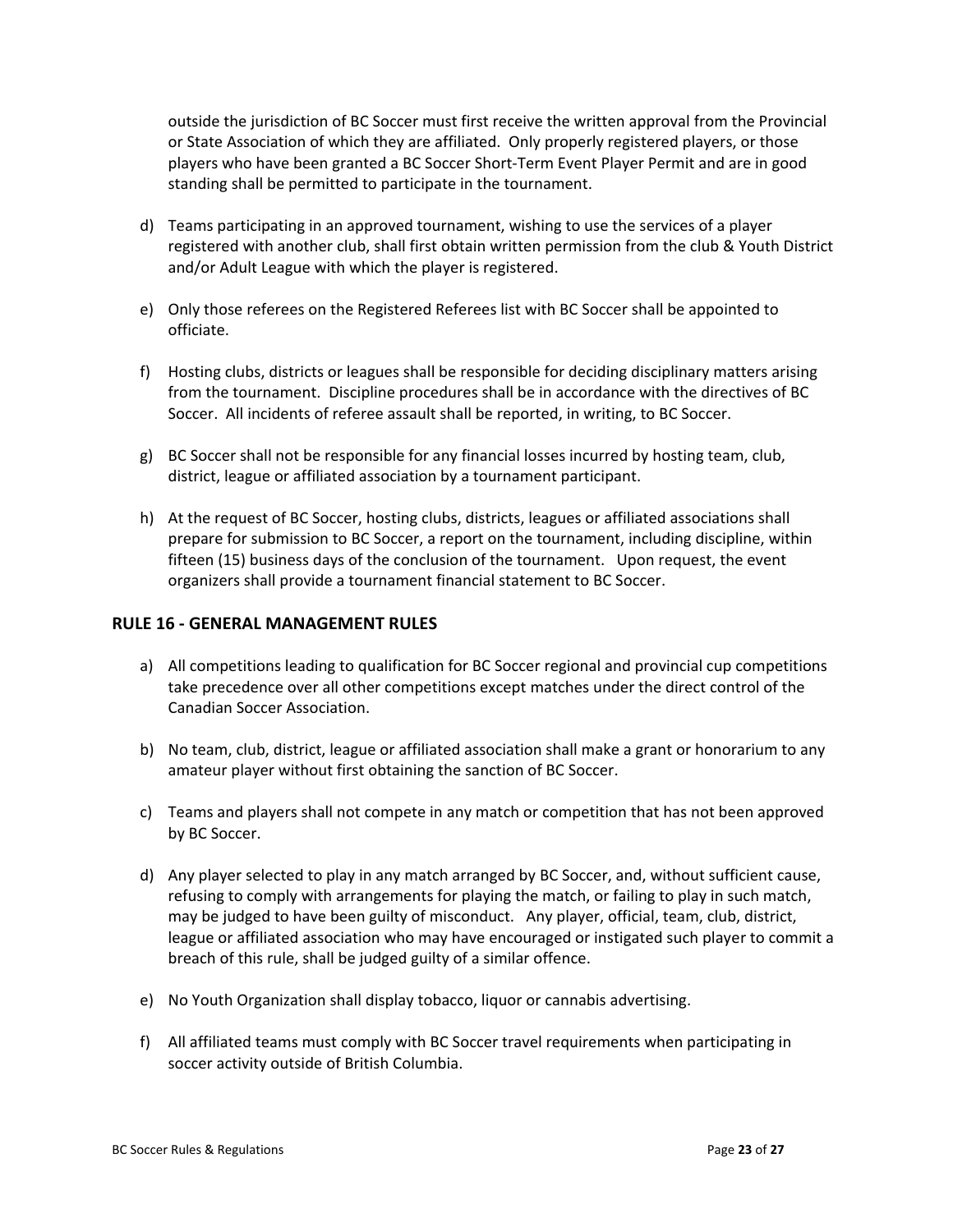outside the jurisdiction of BC Soccer must first receive the written approval from the Provincial or State Association of which they are affiliated. Only properly registered players, or those players who have been granted a BC Soccer Short-Term Event Player Permit and are in good standing shall be permitted to participate in the tournament.

d) Teams participating in an approved tournament, wishing to use the services of a player registered with another club, shall first obtain written permission from the club & Youth District and/or Adult League with which the player is registered.

e) Only those referees on the Registered Referees list with BC Soccer shall be appointed to officiate.

f) Hosting clubs, districts or leagues shall be responsible for deciding disciplinary matters arising from the tournament. Discipline procedures shall be in accordance with the directives of BC Soccer. All incidents of referee assault shall be reported, in writing, to BC Soccer.

g) BC Soccer shall not be responsible for any financial losses incurred by hosting team, club, district, league or affiliated association by a tournament participant.

h) At the request of BC Soccer, hosting clubs, districts, leagues or affiliated associations shall prepare for submission to BC Soccer, a report on the tournament, including discipline, within fifteen (15) business days of the conclusion of the tournament. Upon request, the event organizers shall provide a tournament financial statement to BC Soccer.

## RULE 16 - GENERAL MANAGEMENT RULES

a) All competitions leading to qualification for BC Soccer regional and provincial cup competitions take precedence over all other competitions except matches under the direct control of the Canadian Soccer Association.

b) No team, club, district, league or affiliated association shall make a grant or honorarium to any amateur player without first obtaining the sanction of BC Soccer.

c) Teams and players shall not compete in any match or competition that has not been approved by BC Soccer.

d) Any player selected to play in any match arranged by BC Soccer, and, without sufficient cause, refusing to comply with arrangements for playing the match, or failing to play in such match, may be judged to have been guilty of misconduct. Any player, official, team, club, district, league or affiliated association who may have encouraged or instigated such player to commit a breach of this rule, shall be judged guilty of a similar offence.

e) No Youth Organization shall display tobacco, liquor or cannabis advertising.

f) All affiliated teams must comply with BC Soccer travel requirements when participating in soccer activity outside of British Columbia.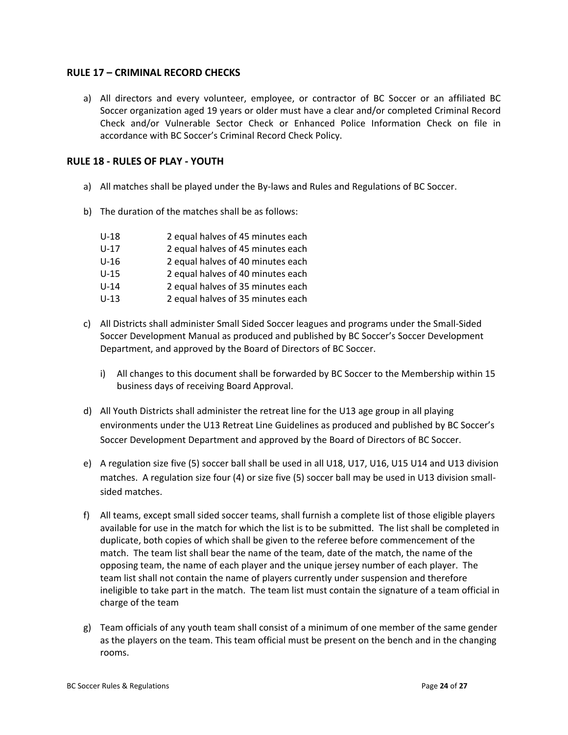## RULE 17 – CRIMINAL RECORD CHECKS

a) All directors and every volunteer, employee, or contractor of BC Soccer or an affiliated BC Soccer organization aged 19 years or older must have a clear and/or completed Criminal Record Check and/or Vulnerable Sector Check or Enhanced Police Information Check on file in accordance with BC Soccer's Criminal Record Check Policy.

## RULE 18 - RULES OF PLAY - YOUTH

a) All matches shall be played under the By-laws and Rules and Regulations of BC Soccer.

b) The duration of the matches shall be as follows:

| | |
|---|---|
| U-18 | 2 equal halves of 45 minutes each |
| U-17 | 2 equal halves of 45 minutes each |
| U-16 | 2 equal halves of 40 minutes each |
| U-15 | 2 equal halves of 40 minutes each |
| U-14 | 2 equal halves of 35 minutes each |
| U-13 | 2 equal halves of 35 minutes each |

c) All Districts shall administer Small Sided Soccer leagues and programs under the Small-Sided Soccer Development Manual as produced and published by BC Soccer's Soccer Development Department, and approved by the Board of Directors of BC Soccer.

   i) All changes to this document shall be forwarded by BC Soccer to the Membership within 15 business days of receiving Board Approval.

d) All Youth Districts shall administer the retreat line for the U13 age group in all playing environments under the U13 Retreat Line Guidelines as produced and published by BC Soccer's Soccer Development Department and approved by the Board of Directors of BC Soccer.

e) A regulation size five (5) soccer ball shall be used in all U18, U17, U16, U15 U14 and U13 division matches. A regulation size four (4) or size five (5) soccer ball may be used in U13 division small-sided matches.

f) All teams, except small sided soccer teams, shall furnish a complete list of those eligible players available for use in the match for which the list is to be submitted. The list shall be completed in duplicate, both copies of which shall be given to the referee before commencement of the match. The team list shall bear the name of the team, date of the match, the name of the opposing team, the name of each player and the unique jersey number of each player. The team list shall not contain the name of players currently under suspension and therefore ineligible to take part in the match. The team list must contain the signature of a team official in charge of the team

g) Team officials of any youth team shall consist of a minimum of one member of the same gender as the players on the team. This team official must be present on the bench and in the changing rooms.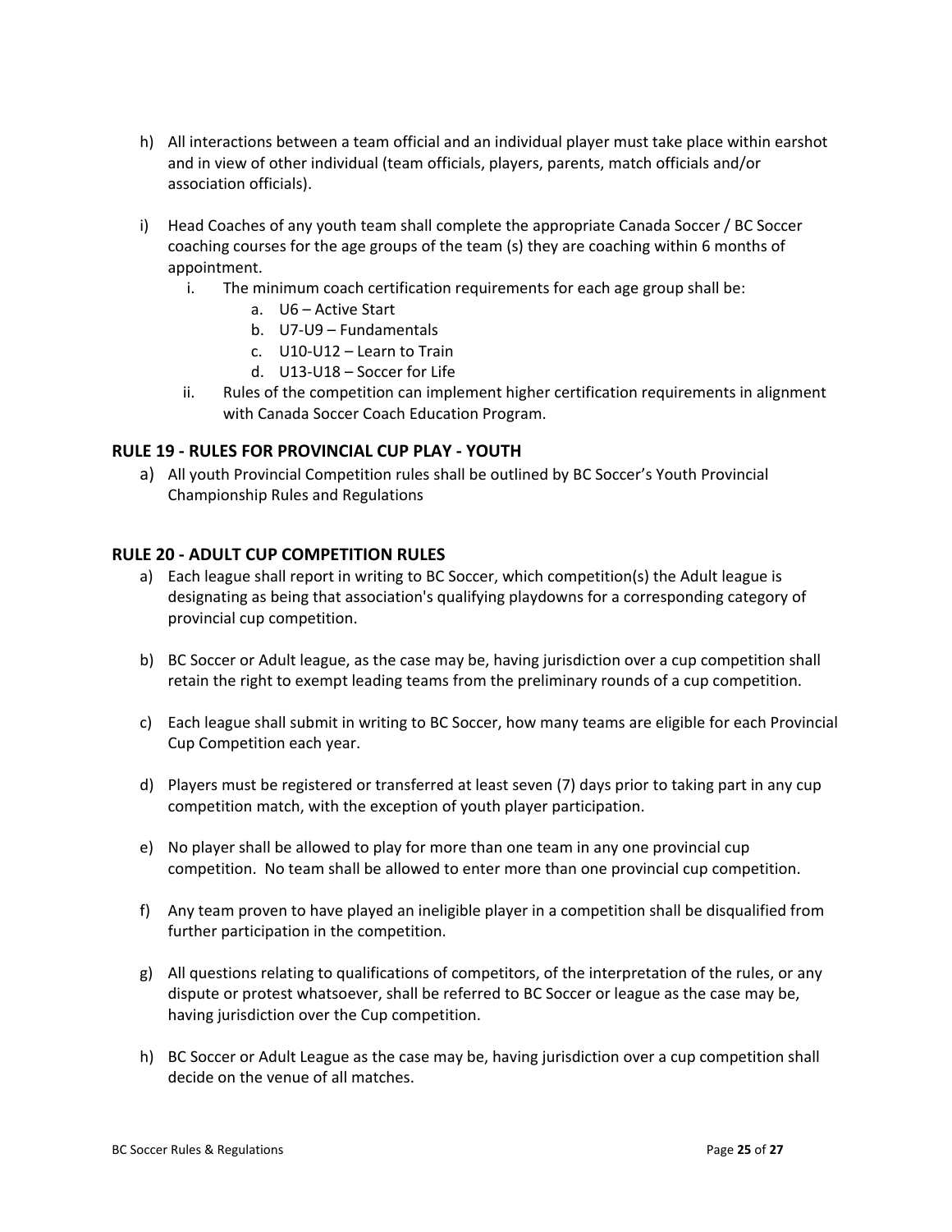h) All interactions between a team official and an individual player must take place within earshot and in view of other individual (team officials, players, parents, match officials and/or association officials).

i) Head Coaches of any youth team shall complete the appropriate Canada Soccer / BC Soccer coaching courses for the age groups of the team (s) they are coaching within 6 months of appointment.
   i. The minimum coach certification requirements for each age group shall be:
      a. U6 – Active Start
      b. U7-U9 – Fundamentals
      c. U10-U12 – Learn to Train
      d. U13-U18 – Soccer for Life
   ii. Rules of the competition can implement higher certification requirements in alignment with Canada Soccer Coach Education Program.

## RULE 19 - RULES FOR PROVINCIAL CUP PLAY - YOUTH

a) All youth Provincial Competition rules shall be outlined by BC Soccer's Youth Provincial Championship Rules and Regulations

## RULE 20 - ADULT CUP COMPETITION RULES

a) Each league shall report in writing to BC Soccer, which competition(s) the Adult league is designating as being that association's qualifying playdowns for a corresponding category of provincial cup competition.

b) BC Soccer or Adult league, as the case may be, having jurisdiction over a cup competition shall retain the right to exempt leading teams from the preliminary rounds of a cup competition.

c) Each league shall submit in writing to BC Soccer, how many teams are eligible for each Provincial Cup Competition each year.

d) Players must be registered or transferred at least seven (7) days prior to taking part in any cup competition match, with the exception of youth player participation.

e) No player shall be allowed to play for more than one team in any one provincial cup competition. No team shall be allowed to enter more than one provincial cup competition.

f) Any team proven to have played an ineligible player in a competition shall be disqualified from further participation in the competition.

g) All questions relating to qualifications of competitors, of the interpretation of the rules, or any dispute or protest whatsoever, shall be referred to BC Soccer or league as the case may be, having jurisdiction over the Cup competition.

h) BC Soccer or Adult League as the case may be, having jurisdiction over a cup competition shall decide on the venue of all matches.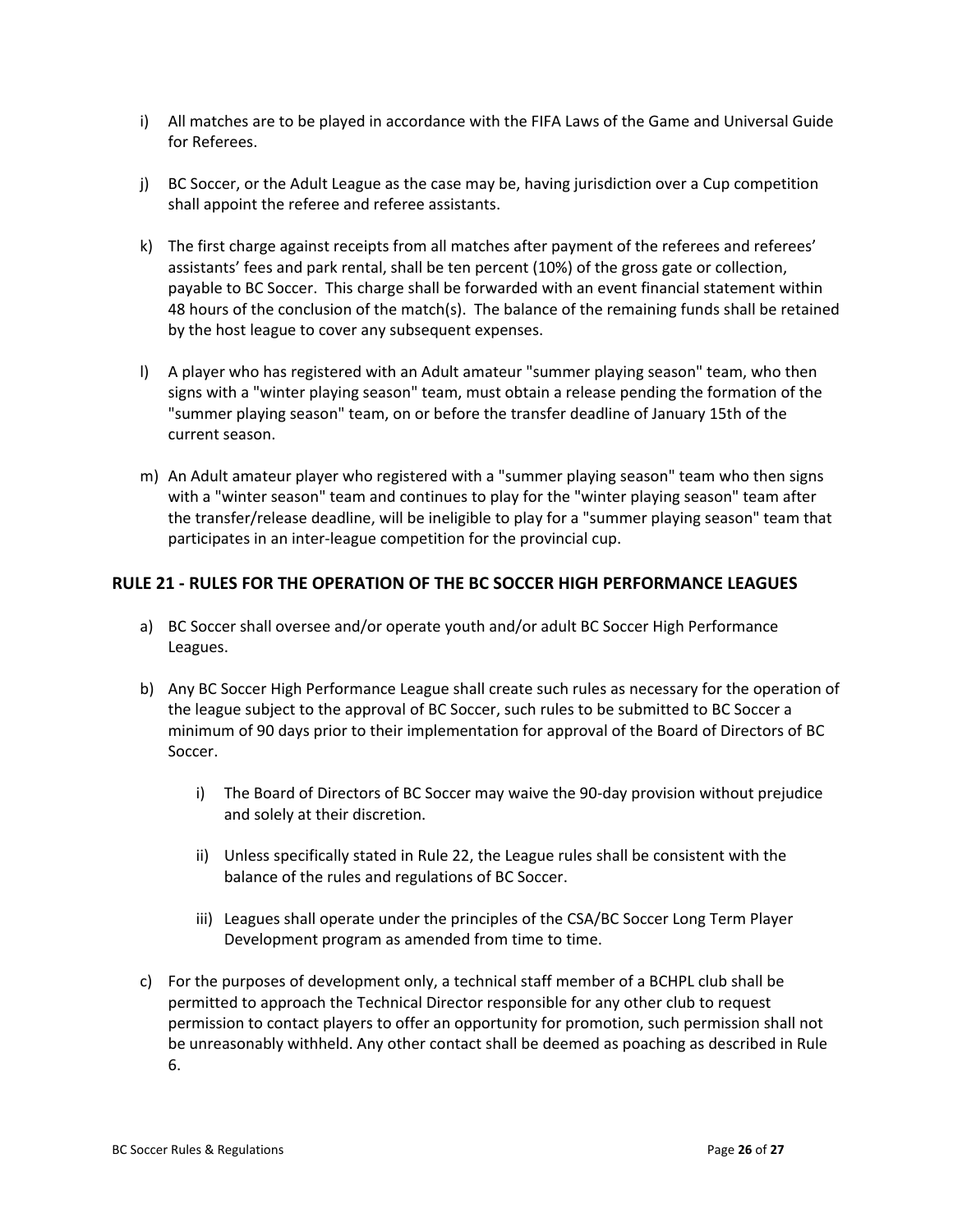i) All matches are to be played in accordance with the FIFA Laws of the Game and Universal Guide for Referees.

j) BC Soccer, or the Adult League as the case may be, having jurisdiction over a Cup competition shall appoint the referee and referee assistants.

k) The first charge against receipts from all matches after payment of the referees and referees' assistants' fees and park rental, shall be ten percent (10%) of the gross gate or collection, payable to BC Soccer. This charge shall be forwarded with an event financial statement within 48 hours of the conclusion of the match(s). The balance of the remaining funds shall be retained by the host league to cover any subsequent expenses.

l) A player who has registered with an Adult amateur "summer playing season" team, who then signs with a "winter playing season" team, must obtain a release pending the formation of the "summer playing season" team, on or before the transfer deadline of January 15th of the current season.

m) An Adult amateur player who registered with a "summer playing season" team who then signs with a "winter season" team and continues to play for the "winter playing season" team after the transfer/release deadline, will be ineligible to play for a "summer playing season" team that participates in an inter-league competition for the provincial cup.

## RULE 21 - RULES FOR THE OPERATION OF THE BC SOCCER HIGH PERFORMANCE LEAGUES

a) BC Soccer shall oversee and/or operate youth and/or adult BC Soccer High Performance Leagues.

b) Any BC Soccer High Performance League shall create such rules as necessary for the operation of the league subject to the approval of BC Soccer, such rules to be submitted to BC Soccer a minimum of 90 days prior to their implementation for approval of the Board of Directors of BC Soccer.

    i) The Board of Directors of BC Soccer may waive the 90-day provision without prejudice and solely at their discretion.

    ii) Unless specifically stated in Rule 22, the League rules shall be consistent with the balance of the rules and regulations of BC Soccer.

    iii) Leagues shall operate under the principles of the CSA/BC Soccer Long Term Player Development program as amended from time to time.

c) For the purposes of development only, a technical staff member of a BCHPL club shall be permitted to approach the Technical Director responsible for any other club to request permission to contact players to offer an opportunity for promotion, such permission shall not be unreasonably withheld. Any other contact shall be deemed as poaching as described in Rule 6.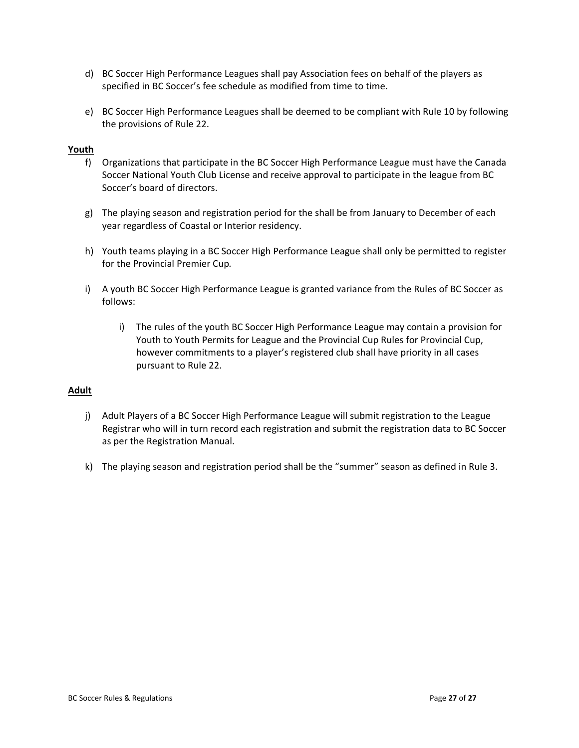d) BC Soccer High Performance Leagues shall pay Association fees on behalf of the players as specified in BC Soccer's fee schedule as modified from time to time.

e) BC Soccer High Performance Leagues shall be deemed to be compliant with Rule 10 by following the provisions of Rule 22.

**Youth**

f) Organizations that participate in the BC Soccer High Performance League must have the Canada Soccer National Youth Club License and receive approval to participate in the league from BC Soccer's board of directors.

g) The playing season and registration period for the shall be from January to December of each year regardless of Coastal or Interior residency.

h) Youth teams playing in a BC Soccer High Performance League shall only be permitted to register for the Provincial Premier Cup.

i) A youth BC Soccer High Performance League is granted variance from the Rules of BC Soccer as follows:

  i) The rules of the youth BC Soccer High Performance League may contain a provision for Youth to Youth Permits for League and the Provincial Cup Rules for Provincial Cup, however commitments to a player's registered club shall have priority in all cases pursuant to Rule 22.

**Adult**

j) Adult Players of a BC Soccer High Performance League will submit registration to the League Registrar who will in turn record each registration and submit the registration data to BC Soccer as per the Registration Manual.

k) The playing season and registration period shall be the "summer" season as defined in Rule 3.